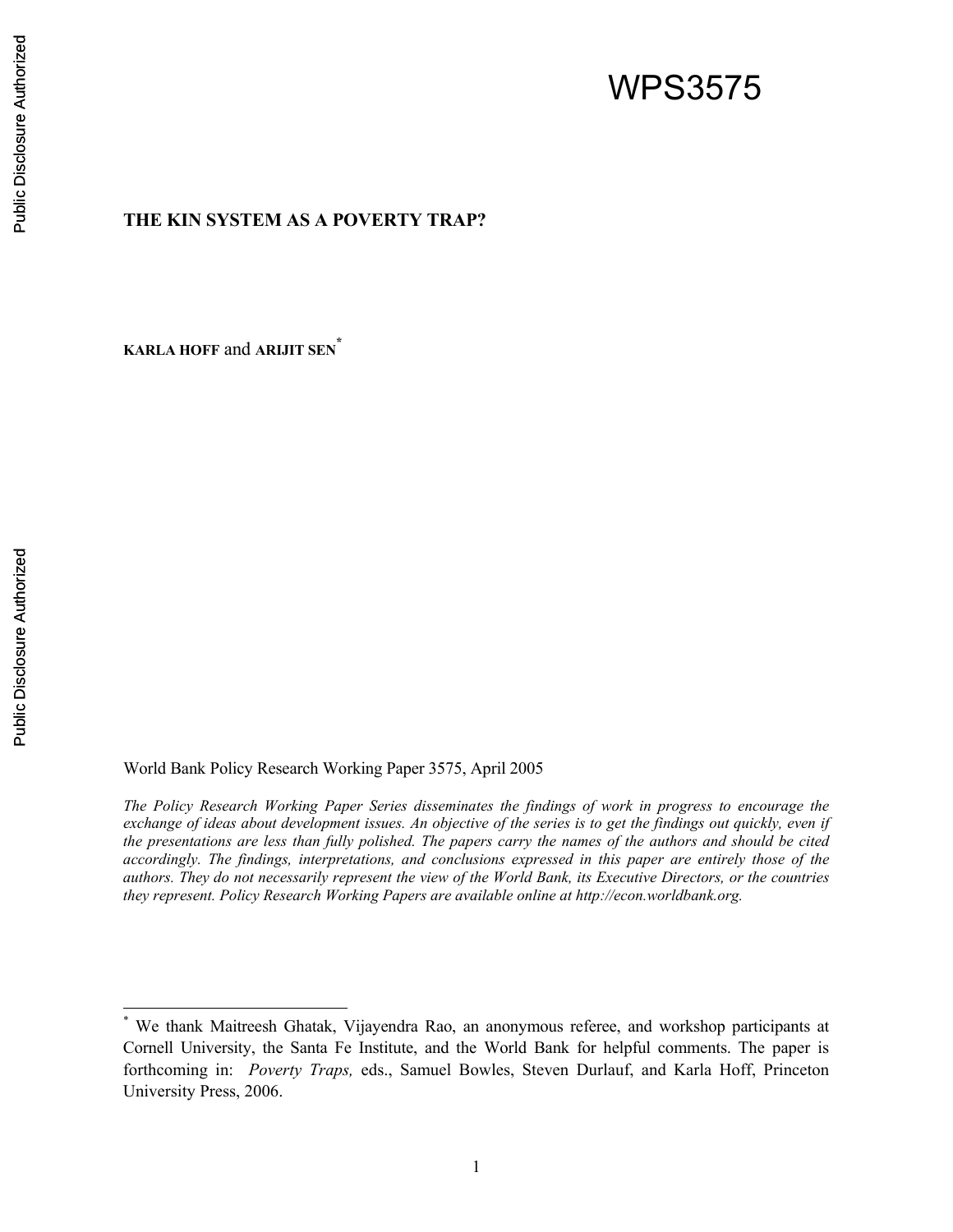WPS3575

# THE KIN SYSTEM AS A POVERTY TRAP?

**KARLA HOFF** and **ARIJIT SEN**[*]

World Bank Policy Research Working Paper 3575, April 2005

*The Policy Research Working Paper Series disseminates the findings of work in progress to encourage the exchange of ideas about development issues. An objective of the series is to get the findings out quickly, even if the presentations are less than fully polished. The papers carry the names of the authors and should be cited accordingly. The findings, interpretations, and conclusions expressed in this paper are entirely those of the authors. They do not necessarily represent the view of the World Bank, its Executive Directors, or the countries they represent. Policy Research Working Papers are available online at http://econ.worldbank.org.*

---

[*] We thank Maitreesh Ghatak, Vijayendra Rao, an anonymous referee, and workshop participants at Cornell University, the Santa Fe Institute, and the World Bank for helpful comments. The paper is forthcoming in: *Poverty Traps,* eds., Samuel Bowles, Steven Durlauf, and Karla Hoff, Princeton University Press, 2006.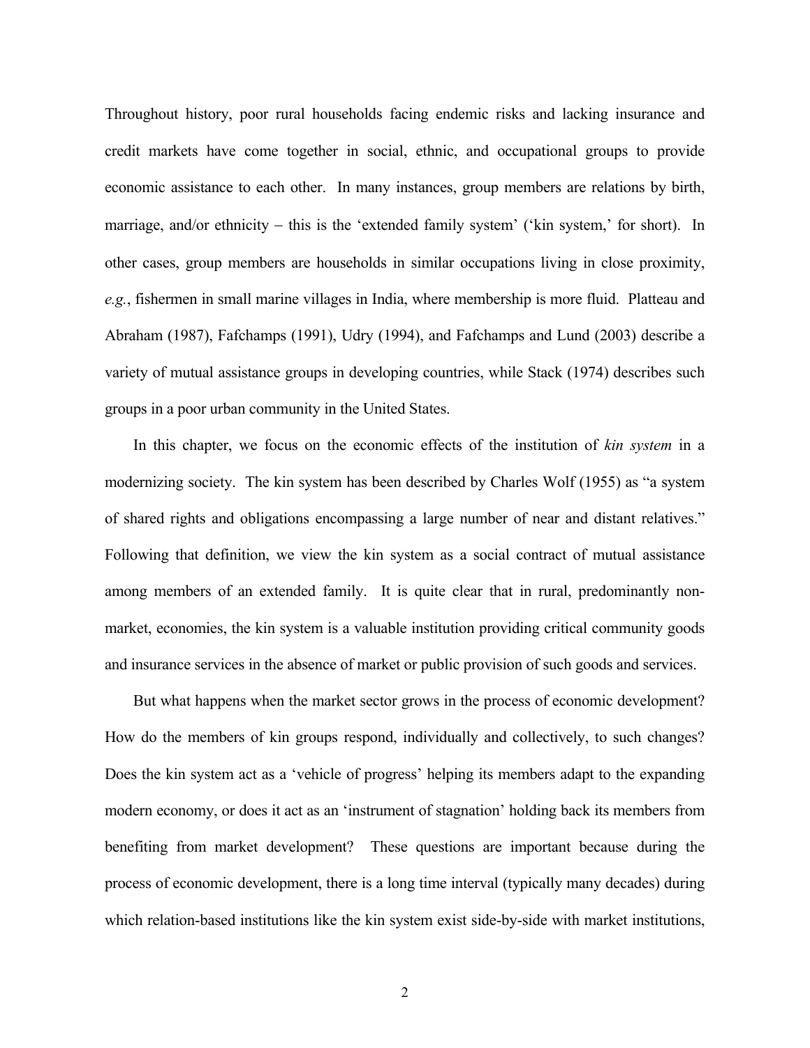Throughout history, poor rural households facing endemic risks and lacking insurance and credit markets have come together in social, ethnic, and occupational groups to provide economic assistance to each other. In many instances, group members are relations by birth, marriage, and/or ethnicity – this is the 'extended family system' ('kin system,' for short). In other cases, group members are households in similar occupations living in close proximity, *e.g.*, fishermen in small marine villages in India, where membership is more fluid. Platteau and Abraham (1987), Fafchamps (1991), Udry (1994), and Fafchamps and Lund (2003) describe a variety of mutual assistance groups in developing countries, while Stack (1974) describes such groups in a poor urban community in the United States.

In this chapter, we focus on the economic effects of the institution of *kin system* in a modernizing society. The kin system has been described by Charles Wolf (1955) as "a system of shared rights and obligations encompassing a large number of near and distant relatives." Following that definition, we view the kin system as a social contract of mutual assistance among members of an extended family. It is quite clear that in rural, predominantly non-market, economies, the kin system is a valuable institution providing critical community goods and insurance services in the absence of market or public provision of such goods and services.

But what happens when the market sector grows in the process of economic development? How do the members of kin groups respond, individually and collectively, to such changes? Does the kin system act as a 'vehicle of progress' helping its members adapt to the expanding modern economy, or does it act as an 'instrument of stagnation' holding back its members from benefiting from market development? These questions are important because during the process of economic development, there is a long time interval (typically many decades) during which relation-based institutions like the kin system exist side-by-side with market institutions,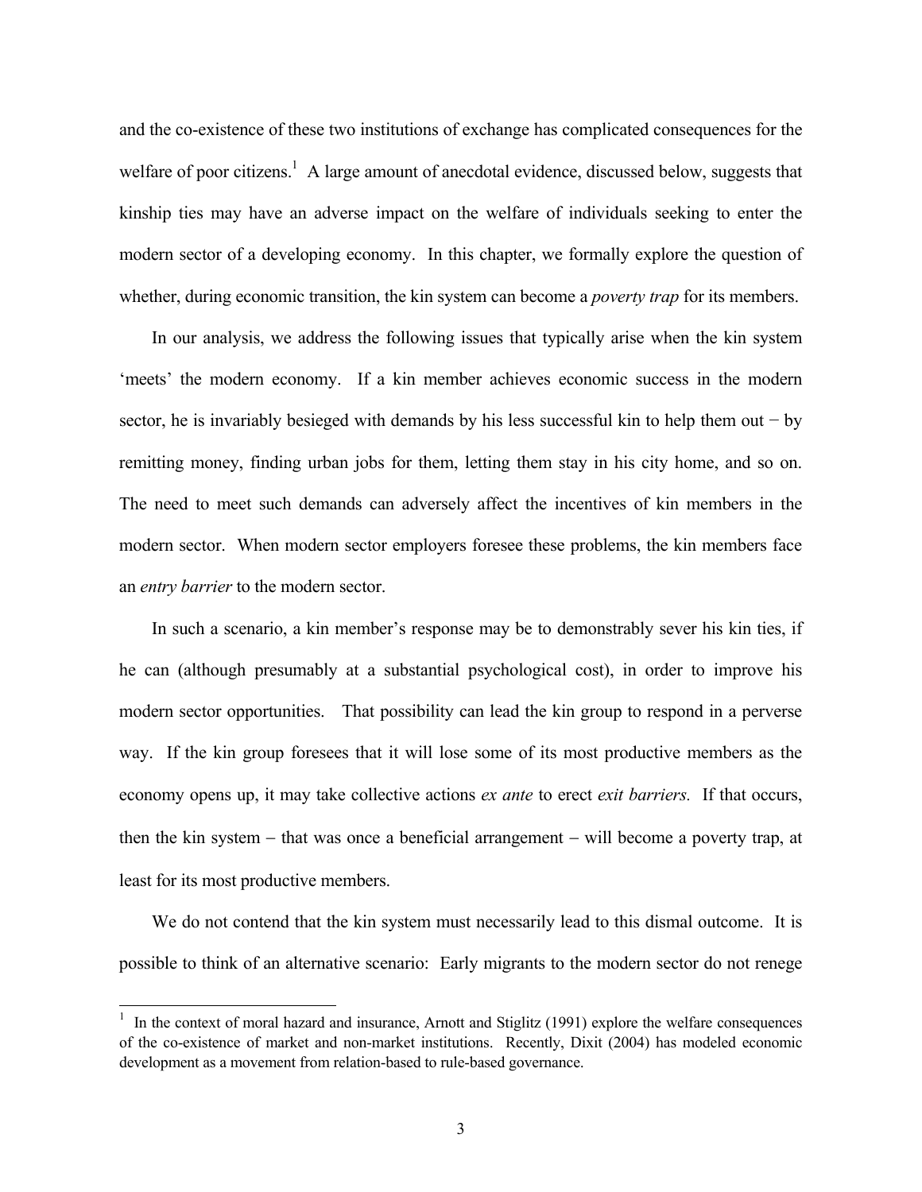and the co-existence of these two institutions of exchange has complicated consequences for the welfare of poor citizens.[1] A large amount of anecdotal evidence, discussed below, suggests that kinship ties may have an adverse impact on the welfare of individuals seeking to enter the modern sector of a developing economy. In this chapter, we formally explore the question of whether, during economic transition, the kin system can become a *poverty trap* for its members.

In our analysis, we address the following issues that typically arise when the kin system 'meets' the modern economy. If a kin member achieves economic success in the modern sector, he is invariably besieged with demands by his less successful kin to help them out − by remitting money, finding urban jobs for them, letting them stay in his city home, and so on. The need to meet such demands can adversely affect the incentives of kin members in the modern sector. When modern sector employers foresee these problems, the kin members face an *entry barrier* to the modern sector.

In such a scenario, a kin member's response may be to demonstrably sever his kin ties, if he can (although presumably at a substantial psychological cost), in order to improve his modern sector opportunities. That possibility can lead the kin group to respond in a perverse way. If the kin group foresees that it will lose some of its most productive members as the economy opens up, it may take collective actions *ex ante* to erect *exit barriers.* If that occurs, then the kin system – that was once a beneficial arrangement – will become a poverty trap, at least for its most productive members.

We do not contend that the kin system must necessarily lead to this dismal outcome. It is possible to think of an alternative scenario: Early migrants to the modern sector do not renege

---

[1] In the context of moral hazard and insurance, Arnott and Stiglitz (1991) explore the welfare consequences of the co-existence of market and non-market institutions. Recently, Dixit (2004) has modeled economic development as a movement from relation-based to rule-based governance.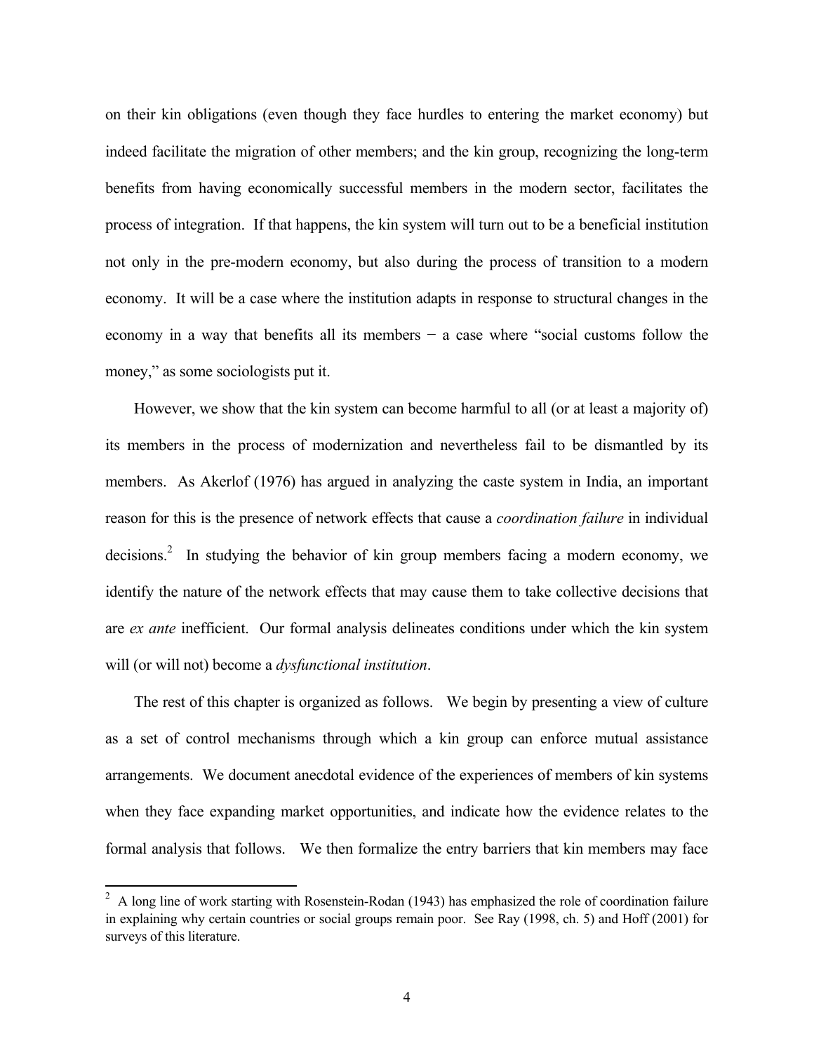on their kin obligations (even though they face hurdles to entering the market economy) but indeed facilitate the migration of other members; and the kin group, recognizing the long-term benefits from having economically successful members in the modern sector, facilitates the process of integration. If that happens, the kin system will turn out to be a beneficial institution not only in the pre-modern economy, but also during the process of transition to a modern economy. It will be a case where the institution adapts in response to structural changes in the economy in a way that benefits all its members − a case where "social customs follow the money," as some sociologists put it.

However, we show that the kin system can become harmful to all (or at least a majority of) its members in the process of modernization and nevertheless fail to be dismantled by its members. As Akerlof (1976) has argued in analyzing the caste system in India, an important reason for this is the presence of network effects that cause a *coordination failure* in individual decisions.[2] In studying the behavior of kin group members facing a modern economy, we identify the nature of the network effects that may cause them to take collective decisions that are *ex ante* inefficient. Our formal analysis delineates conditions under which the kin system will (or will not) become a *dysfunctional institution*.

The rest of this chapter is organized as follows. We begin by presenting a view of culture as a set of control mechanisms through which a kin group can enforce mutual assistance arrangements. We document anecdotal evidence of the experiences of members of kin systems when they face expanding market opportunities, and indicate how the evidence relates to the formal analysis that follows. We then formalize the entry barriers that kin members may face

[2] A long line of work starting with Rosenstein-Rodan (1943) has emphasized the role of coordination failure in explaining why certain countries or social groups remain poor. See Ray (1998, ch. 5) and Hoff (2001) for surveys of this literature.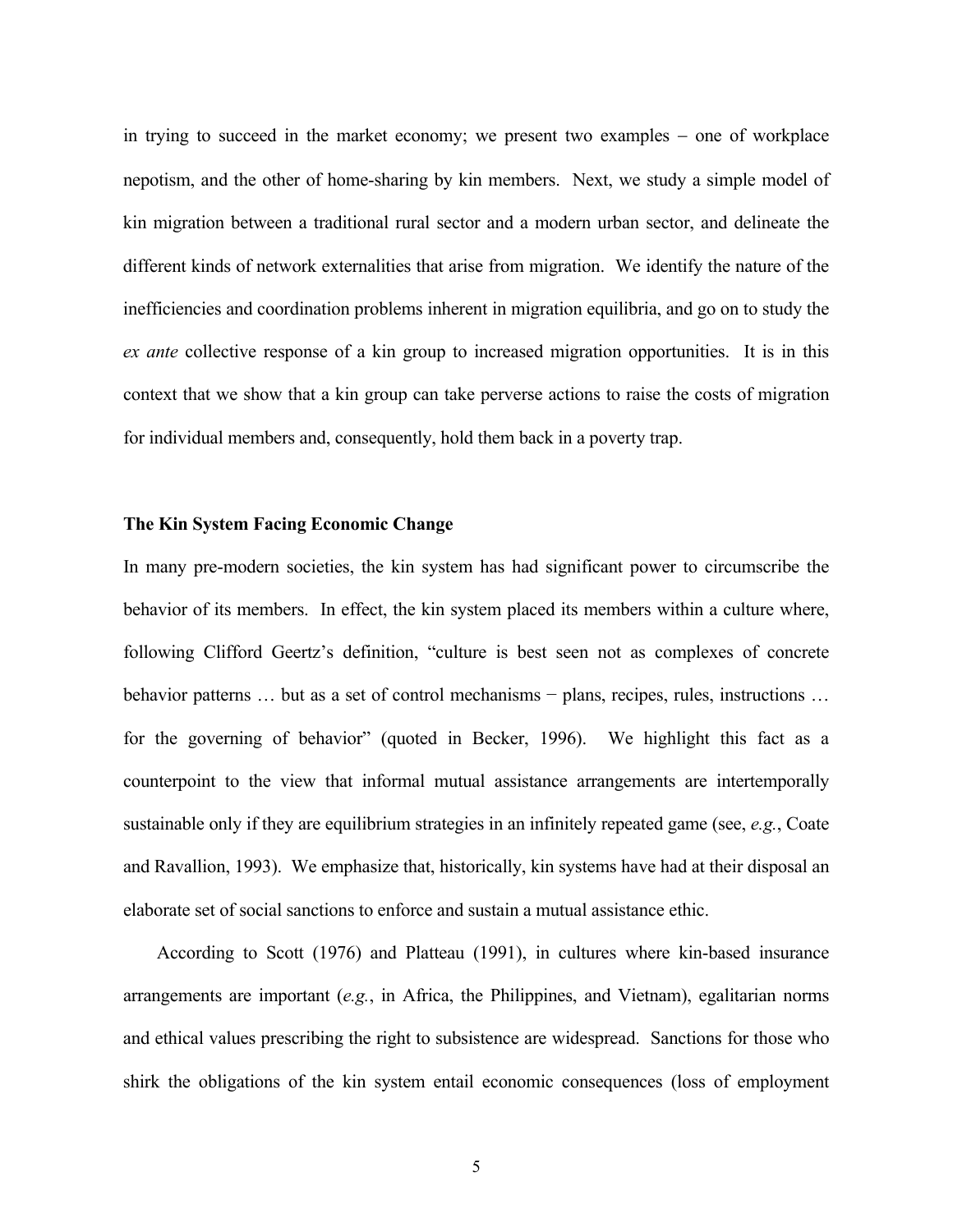in trying to succeed in the market economy; we present two examples − one of workplace nepotism, and the other of home-sharing by kin members. Next, we study a simple model of kin migration between a traditional rural sector and a modern urban sector, and delineate the different kinds of network externalities that arise from migration. We identify the nature of the inefficiencies and coordination problems inherent in migration equilibria, and go on to study the *ex ante* collective response of a kin group to increased migration opportunities. It is in this context that we show that a kin group can take perverse actions to raise the costs of migration for individual members and, consequently, hold them back in a poverty trap.

## The Kin System Facing Economic Change

In many pre-modern societies, the kin system has had significant power to circumscribe the behavior of its members. In effect, the kin system placed its members within a culture where, following Clifford Geertz's definition, "culture is best seen not as complexes of concrete behavior patterns … but as a set of control mechanisms − plans, recipes, rules, instructions … for the governing of behavior" (quoted in Becker, 1996). We highlight this fact as a counterpoint to the view that informal mutual assistance arrangements are intertemporally sustainable only if they are equilibrium strategies in an infinitely repeated game (see, *e.g.*, Coate and Ravallion, 1993). We emphasize that, historically, kin systems have had at their disposal an elaborate set of social sanctions to enforce and sustain a mutual assistance ethic.

According to Scott (1976) and Platteau (1991), in cultures where kin-based insurance arrangements are important (*e.g.*, in Africa, the Philippines, and Vietnam), egalitarian norms and ethical values prescribing the right to subsistence are widespread. Sanctions for those who shirk the obligations of the kin system entail economic consequences (loss of employment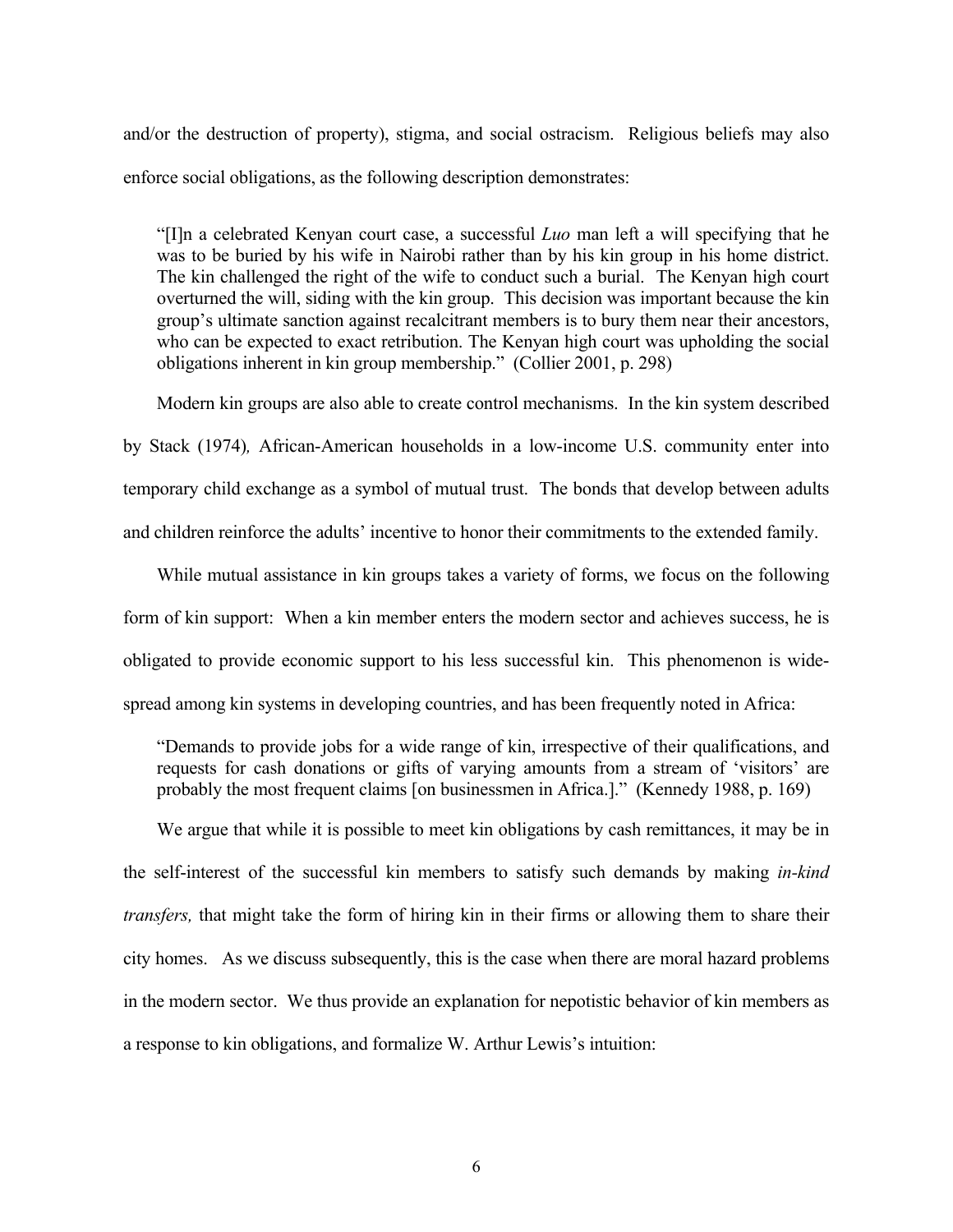and/or the destruction of property), stigma, and social ostracism. Religious beliefs may also enforce social obligations, as the following description demonstrates:

> "[I]n a celebrated Kenyan court case, a successful *Luo* man left a will specifying that he was to be buried by his wife in Nairobi rather than by his kin group in his home district. The kin challenged the right of the wife to conduct such a burial. The Kenyan high court overturned the will, siding with the kin group. This decision was important because the kin group's ultimate sanction against recalcitrant members is to bury them near their ancestors, who can be expected to exact retribution. The Kenyan high court was upholding the social obligations inherent in kin group membership." (Collier 2001, p. 298)

Modern kin groups are also able to create control mechanisms. In the kin system described by Stack (1974), African-American households in a low-income U.S. community enter into temporary child exchange as a symbol of mutual trust. The bonds that develop between adults and children reinforce the adults' incentive to honor their commitments to the extended family.

While mutual assistance in kin groups takes a variety of forms, we focus on the following form of kin support: When a kin member enters the modern sector and achieves success, he is obligated to provide economic support to his less successful kin. This phenomenon is wide-spread among kin systems in developing countries, and has been frequently noted in Africa:

> "Demands to provide jobs for a wide range of kin, irrespective of their qualifications, and requests for cash donations or gifts of varying amounts from a stream of 'visitors' are probably the most frequent claims [on businessmen in Africa.]." (Kennedy 1988, p. 169)

We argue that while it is possible to meet kin obligations by cash remittances, it may be in the self-interest of the successful kin members to satisfy such demands by making *in-kind transfers,* that might take the form of hiring kin in their firms or allowing them to share their city homes. As we discuss subsequently, this is the case when there are moral hazard problems in the modern sector. We thus provide an explanation for nepotistic behavior of kin members as a response to kin obligations, and formalize W. Arthur Lewis's intuition: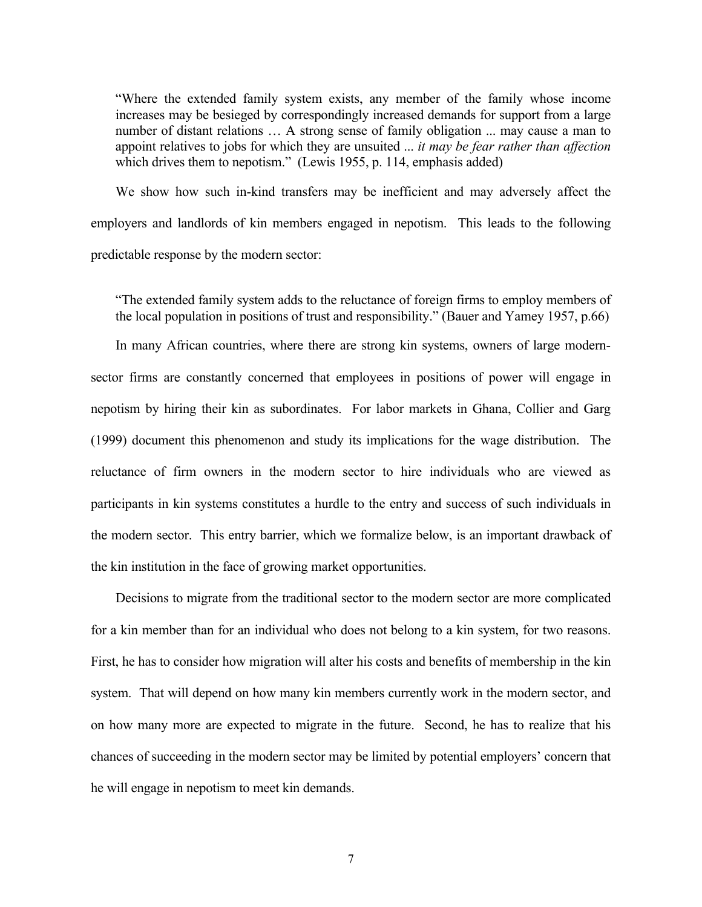> "Where the extended family system exists, any member of the family whose income increases may be besieged by correspondingly increased demands for support from a large number of distant relations … A strong sense of family obligation ... may cause a man to appoint relatives to jobs for which they are unsuited ... *it may be fear rather than affection* which drives them to nepotism." (Lewis 1955, p. 114, emphasis added)

We show how such in-kind transfers may be inefficient and may adversely affect the employers and landlords of kin members engaged in nepotism. This leads to the following predictable response by the modern sector:

> "The extended family system adds to the reluctance of foreign firms to employ members of the local population in positions of trust and responsibility." (Bauer and Yamey 1957, p.66)

In many African countries, where there are strong kin systems, owners of large modern-sector firms are constantly concerned that employees in positions of power will engage in nepotism by hiring their kin as subordinates. For labor markets in Ghana, Collier and Garg (1999) document this phenomenon and study its implications for the wage distribution. The reluctance of firm owners in the modern sector to hire individuals who are viewed as participants in kin systems constitutes a hurdle to the entry and success of such individuals in the modern sector. This entry barrier, which we formalize below, is an important drawback of the kin institution in the face of growing market opportunities.

Decisions to migrate from the traditional sector to the modern sector are more complicated for a kin member than for an individual who does not belong to a kin system, for two reasons. First, he has to consider how migration will alter his costs and benefits of membership in the kin system. That will depend on how many kin members currently work in the modern sector, and on how many more are expected to migrate in the future. Second, he has to realize that his chances of succeeding in the modern sector may be limited by potential employers' concern that he will engage in nepotism to meet kin demands.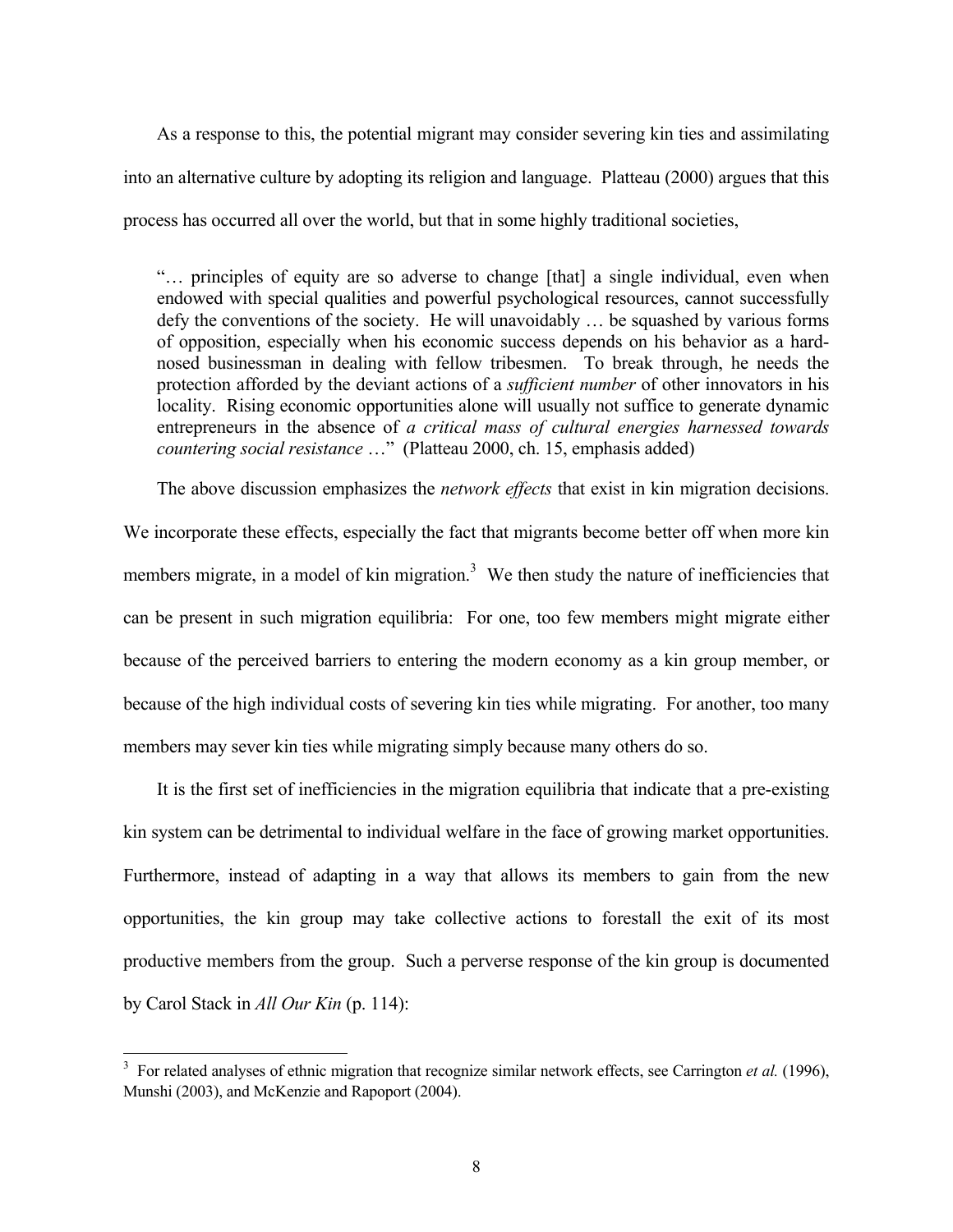As a response to this, the potential migrant may consider severing kin ties and assimilating into an alternative culture by adopting its religion and language. Platteau (2000) argues that this process has occurred all over the world, but that in some highly traditional societies,

> "… principles of equity are so adverse to change [that] a single individual, even when endowed with special qualities and powerful psychological resources, cannot successfully defy the conventions of the society. He will unavoidably … be squashed by various forms of opposition, especially when his economic success depends on his behavior as a hard-nosed businessman in dealing with fellow tribesmen. To break through, he needs the protection afforded by the deviant actions of a *sufficient number* of other innovators in his locality. Rising economic opportunities alone will usually not suffice to generate dynamic entrepreneurs in the absence of *a critical mass of cultural energies harnessed towards countering social resistance* …" (Platteau 2000, ch. 15, emphasis added)

The above discussion emphasizes the *network effects* that exist in kin migration decisions. We incorporate these effects, especially the fact that migrants become better off when more kin members migrate, in a model of kin migration.[3] We then study the nature of inefficiencies that can be present in such migration equilibria: For one, too few members might migrate either because of the perceived barriers to entering the modern economy as a kin group member, or because of the high individual costs of severing kin ties while migrating. For another, too many members may sever kin ties while migrating simply because many others do so.

It is the first set of inefficiencies in the migration equilibria that indicate that a pre-existing kin system can be detrimental to individual welfare in the face of growing market opportunities. Furthermore, instead of adapting in a way that allows its members to gain from the new opportunities, the kin group may take collective actions to forestall the exit of its most productive members from the group. Such a perverse response of the kin group is documented by Carol Stack in *All Our Kin* (p. 114):

---

[3] For related analyses of ethnic migration that recognize similar network effects, see Carrington *et al.* (1996), Munshi (2003), and McKenzie and Rapoport (2004).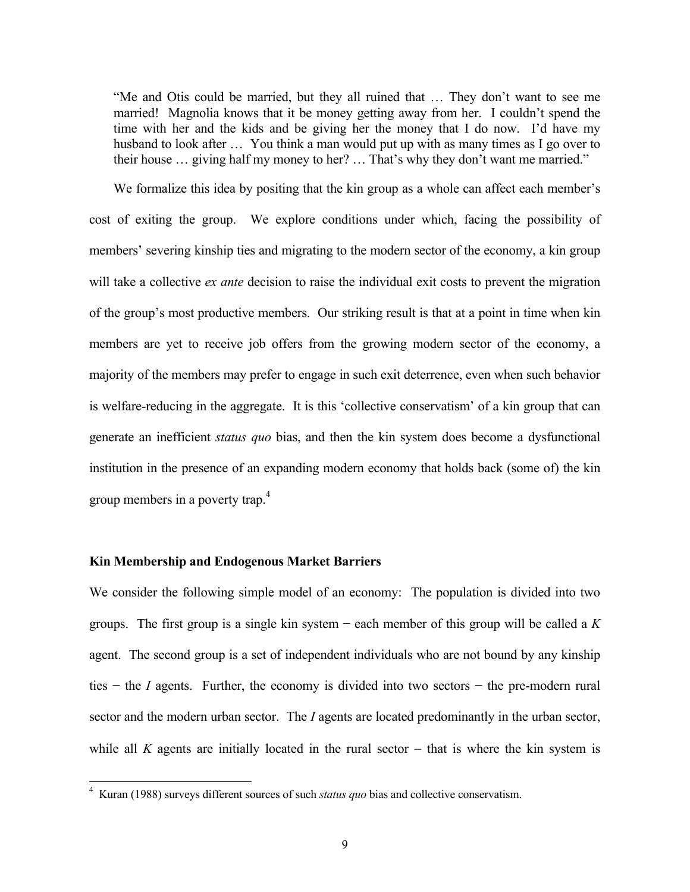> "Me and Otis could be married, but they all ruined that … They don't want to see me married! Magnolia knows that it be money getting away from her. I couldn't spend the time with her and the kids and be giving her the money that I do now. I'd have my husband to look after … You think a man would put up with as many times as I go over to their house … giving half my money to her? … That's why they don't want me married."

We formalize this idea by positing that the kin group as a whole can affect each member's cost of exiting the group. We explore conditions under which, facing the possibility of members' severing kinship ties and migrating to the modern sector of the economy, a kin group will take a collective *ex ante* decision to raise the individual exit costs to prevent the migration of the group's most productive members. Our striking result is that at a point in time when kin members are yet to receive job offers from the growing modern sector of the economy, a majority of the members may prefer to engage in such exit deterrence, even when such behavior is welfare-reducing in the aggregate. It is this 'collective conservatism' of a kin group that can generate an inefficient *status quo* bias, and then the kin system does become a dysfunctional institution in the presence of an expanding modern economy that holds back (some of) the kin group members in a poverty trap.[4]

**Kin Membership and Endogenous Market Barriers**

We consider the following simple model of an economy: The population is divided into two groups. The first group is a single kin system − each member of this group will be called a *K* agent. The second group is a set of independent individuals who are not bound by any kinship ties − the *I* agents. Further, the economy is divided into two sectors − the pre-modern rural sector and the modern urban sector. The *I* agents are located predominantly in the urban sector, while all *K* agents are initially located in the rural sector − that is where the kin system is

[4] Kuran (1988) surveys different sources of such *status quo* bias and collective conservatism.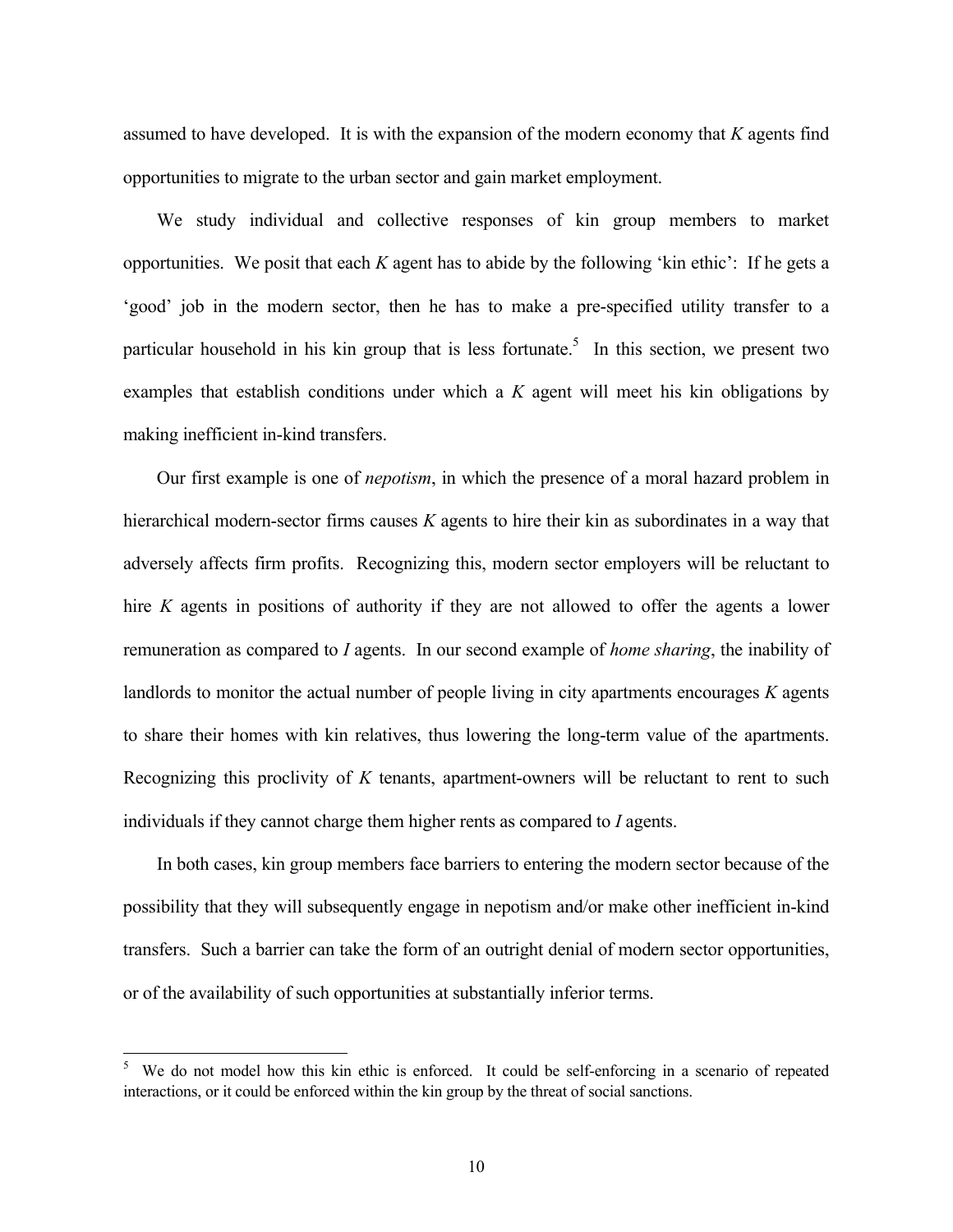assumed to have developed. It is with the expansion of the modern economy that *K* agents find opportunities to migrate to the urban sector and gain market employment.

We study individual and collective responses of kin group members to market opportunities. We posit that each *K* agent has to abide by the following 'kin ethic': If he gets a 'good' job in the modern sector, then he has to make a pre-specified utility transfer to a particular household in his kin group that is less fortunate.[5] In this section, we present two examples that establish conditions under which a *K* agent will meet his kin obligations by making inefficient in-kind transfers.

Our first example is one of *nepotism*, in which the presence of a moral hazard problem in hierarchical modern-sector firms causes *K* agents to hire their kin as subordinates in a way that adversely affects firm profits. Recognizing this, modern sector employers will be reluctant to hire *K* agents in positions of authority if they are not allowed to offer the agents a lower remuneration as compared to *I* agents. In our second example of *home sharing*, the inability of landlords to monitor the actual number of people living in city apartments encourages *K* agents to share their homes with kin relatives, thus lowering the long-term value of the apartments. Recognizing this proclivity of *K* tenants, apartment-owners will be reluctant to rent to such individuals if they cannot charge them higher rents as compared to *I* agents.

In both cases, kin group members face barriers to entering the modern sector because of the possibility that they will subsequently engage in nepotism and/or make other inefficient in-kind transfers. Such a barrier can take the form of an outright denial of modern sector opportunities, or of the availability of such opportunities at substantially inferior terms.

---

[5] We do not model how this kin ethic is enforced. It could be self-enforcing in a scenario of repeated interactions, or it could be enforced within the kin group by the threat of social sanctions.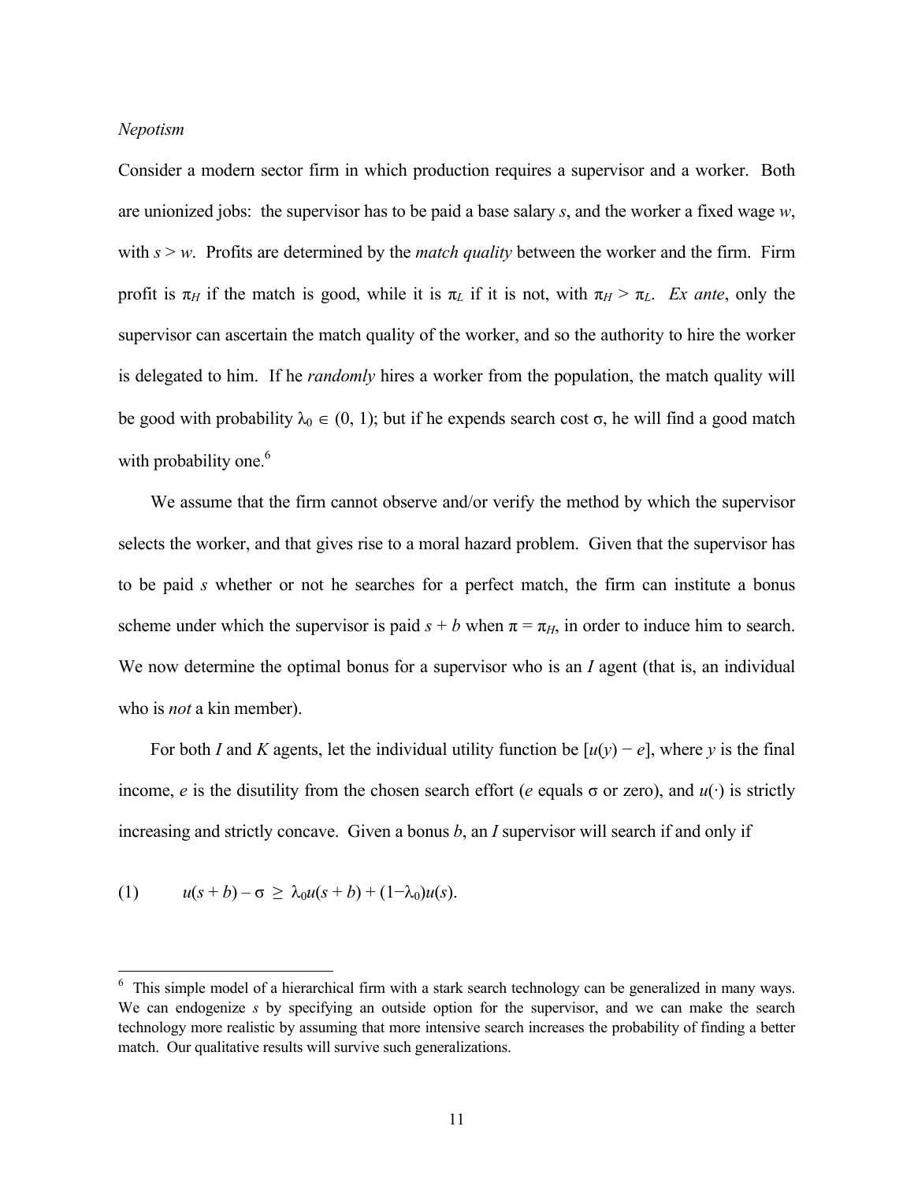*Nepotism*

Consider a modern sector firm in which production requires a supervisor and a worker. Both are unionized jobs: the supervisor has to be paid a base salary $s$, and the worker a fixed wage $w$, with $s > w$. Profits are determined by the *match quality* between the worker and the firm. Firm profit is $\pi_H$ if the match is good, while it is $\pi_L$ if it is not, with $\pi_H > \pi_L$. *Ex ante*, only the supervisor can ascertain the match quality of the worker, and so the authority to hire the worker is delegated to him. If he *randomly* hires a worker from the population, the match quality will be good with probability $\lambda_0 \in (0, 1)$; but if he expends search cost $\sigma$, he will find a good match with probability one.[6]

We assume that the firm cannot observe and/or verify the method by which the supervisor selects the worker, and that gives rise to a moral hazard problem. Given that the supervisor has to be paid $s$ whether or not he searches for a perfect match, the firm can institute a bonus scheme under which the supervisor is paid $s + b$ when $\pi = \pi_H$, in order to induce him to search. We now determine the optimal bonus for a supervisor who is an $I$ agent (that is, an individual who is *not* a kin member).

For both $I$ and $K$ agents, let the individual utility function be $[u(y) - e]$, where $y$ is the final income, $e$ is the disutility from the chosen search effort ($e$ equals $\sigma$ or zero), and $u(\cdot)$ is strictly increasing and strictly concave. Given a bonus $b$, an $I$ supervisor will search if and only if

$$(1) \qquad u(s + b) - \sigma \;\geq\; \lambda_0 u(s + b) + (1 - \lambda_0)u(s).$$

---

[6] This simple model of a hierarchical firm with a stark search technology can be generalized in many ways. We can endogenize $s$ by specifying an outside option for the supervisor, and we can make the search technology more realistic by assuming that more intensive search increases the probability of finding a better match. Our qualitative results will survive such generalizations.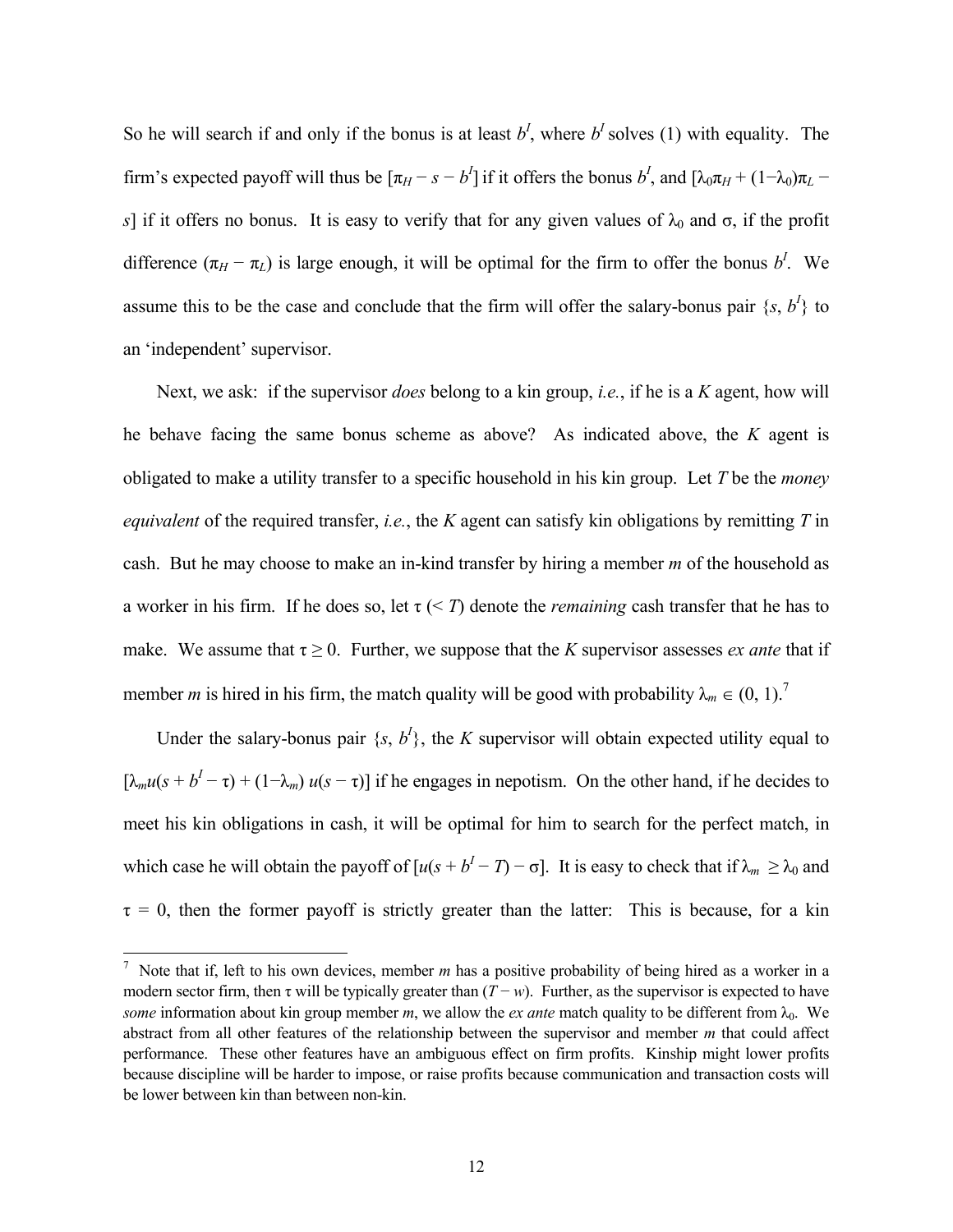So he will search if and only if the bonus is at least $b^I$, where $b^I$ solves (1) with equality. The firm's expected payoff will thus be $[\pi_H - s - b^I]$ if it offers the bonus $b^I$, and $[\lambda_0\pi_H + (1-\lambda_0)\pi_L - s]$ if it offers no bonus. It is easy to verify that for any given values of $\lambda_0$ and $\sigma$, if the profit difference $(\pi_H - \pi_L)$ is large enough, it will be optimal for the firm to offer the bonus $b^I$. We assume this to be the case and conclude that the firm will offer the salary-bonus pair $\{s, b^I\}$ to an 'independent' supervisor.

Next, we ask: if the supervisor *does* belong to a kin group, *i.e.*, if he is a *K* agent, how will he behave facing the same bonus scheme as above? As indicated above, the *K* agent is obligated to make a utility transfer to a specific household in his kin group. Let *T* be the *money equivalent* of the required transfer, *i.e.*, the *K* agent can satisfy kin obligations by remitting *T* in cash. But he may choose to make an in-kind transfer by hiring a member *m* of the household as a worker in his firm. If he does so, let $\tau$ ($< T$) denote the *remaining* cash transfer that he has to make. We assume that $\tau \geq 0$. Further, we suppose that the *K* supervisor assesses *ex ante* that if member *m* is hired in his firm, the match quality will be good with probability $\lambda_m \in (0, 1)$.[7]

Under the salary-bonus pair $\{s, b^I\}$, the *K* supervisor will obtain expected utility equal to $[\lambda_m u(s + b^I - \tau) + (1-\lambda_m)\, u(s - \tau)]$ if he engages in nepotism. On the other hand, if he decides to meet his kin obligations in cash, it will be optimal for him to search for the perfect match, in which case he will obtain the payoff of $[u(s + b^I - T) - \sigma]$. It is easy to check that if $\lambda_m \geq \lambda_0$ and $\tau = 0$, then the former payoff is strictly greater than the latter: This is because, for a kin

---

[7] Note that if, left to his own devices, member *m* has a positive probability of being hired as a worker in a modern sector firm, then $\tau$ will be typically greater than $(T - w)$. Further, as the supervisor is expected to have *some* information about kin group member *m*, we allow the *ex ante* match quality to be different from $\lambda_0$. We abstract from all other features of the relationship between the supervisor and member *m* that could affect performance. These other features have an ambiguous effect on firm profits. Kinship might lower profits because discipline will be harder to impose, or raise profits because communication and transaction costs will be lower between kin than between non-kin.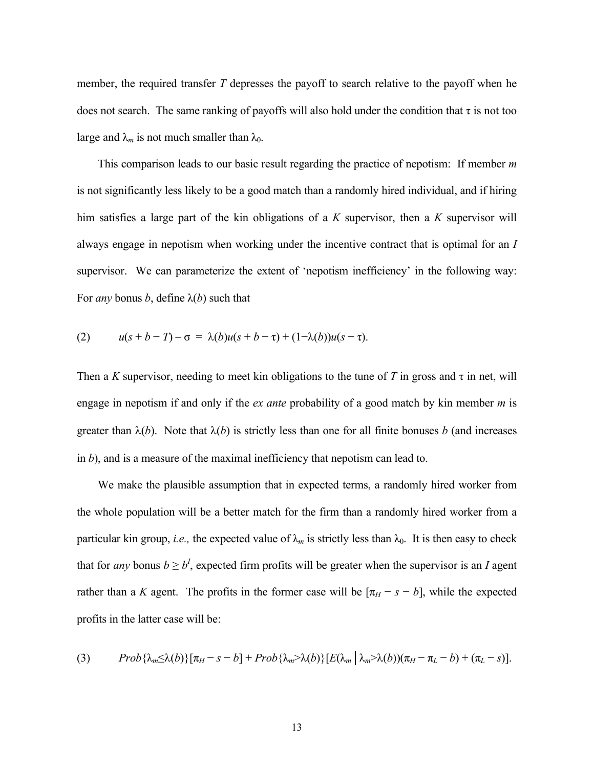member, the required transfer $T$ depresses the payoff to search relative to the payoff when he does not search. The same ranking of payoffs will also hold under the condition that $\tau$ is not too large and $\lambda_m$ is not much smaller than $\lambda_0$.

This comparison leads to our basic result regarding the practice of nepotism: If member $m$ is not significantly less likely to be a good match than a randomly hired individual, and if hiring him satisfies a large part of the kin obligations of a $K$ supervisor, then a $K$ supervisor will always engage in nepotism when working under the incentive contract that is optimal for an $I$ supervisor. We can parameterize the extent of 'nepotism inefficiency' in the following way: For *any* bonus $b$, define $\lambda(b)$ such that

$$(2) \qquad u(s + b - T) - \sigma \; = \; \lambda(b)u(s + b - \tau) + (1-\lambda(b))u(s - \tau).$$

Then a $K$ supervisor, needing to meet kin obligations to the tune of $T$ in gross and $\tau$ in net, will engage in nepotism if and only if the *ex ante* probability of a good match by kin member $m$ is greater than $\lambda(b)$. Note that $\lambda(b)$ is strictly less than one for all finite bonuses $b$ (and increases in $b$), and is a measure of the maximal inefficiency that nepotism can lead to.

We make the plausible assumption that in expected terms, a randomly hired worker from the whole population will be a better match for the firm than a randomly hired worker from a particular kin group, *i.e.,* the expected value of $\lambda_m$ is strictly less than $\lambda_0$. It is then easy to check that for *any* bonus $b \geq b^I$, expected firm profits will be greater when the supervisor is an $I$ agent rather than a $K$ agent. The profits in the former case will be $[\pi_H - s - b]$, while the expected profits in the latter case will be:

$$(3) \qquad Prob\{\lambda_m \leq \lambda(b)\}[\pi_H - s - b] + Prob\{\lambda_m > \lambda(b)\}[E(\lambda_m \,|\, \lambda_m > \lambda(b))(\pi_H - \pi_L - b) + (\pi_L - s)].$$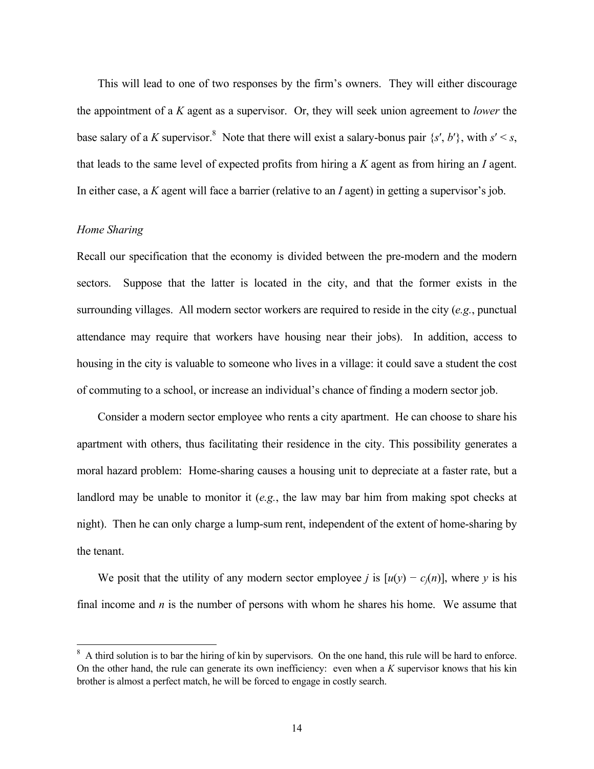This will lead to one of two responses by the firm's owners. They will either discourage the appointment of a $K$ agent as a supervisor. Or, they will seek union agreement to *lower* the base salary of a $K$ supervisor.[8] Note that there will exist a salary-bonus pair $\{s', b'\}$, with $s' < s$, that leads to the same level of expected profits from hiring a $K$ agent as from hiring an $I$ agent. In either case, a $K$ agent will face a barrier (relative to an $I$ agent) in getting a supervisor's job.

*Home Sharing*

Recall our specification that the economy is divided between the pre-modern and the modern sectors. Suppose that the latter is located in the city, and that the former exists in the surrounding villages. All modern sector workers are required to reside in the city (*e.g.*, punctual attendance may require that workers have housing near their jobs). In addition, access to housing in the city is valuable to someone who lives in a village: it could save a student the cost of commuting to a school, or increase an individual's chance of finding a modern sector job.

Consider a modern sector employee who rents a city apartment. He can choose to share his apartment with others, thus facilitating their residence in the city. This possibility generates a moral hazard problem: Home-sharing causes a housing unit to depreciate at a faster rate, but a landlord may be unable to monitor it (*e.g.*, the law may bar him from making spot checks at night). Then he can only charge a lump-sum rent, independent of the extent of home-sharing by the tenant.

We posit that the utility of any modern sector employee $j$ is $[u(y) - c_j(n)]$, where $y$ is his final income and $n$ is the number of persons with whom he shares his home. We assume that

---

[8] A third solution is to bar the hiring of kin by supervisors. On the one hand, this rule will be hard to enforce. On the other hand, the rule can generate its own inefficiency: even when a $K$ supervisor knows that his kin brother is almost a perfect match, he will be forced to engage in costly search.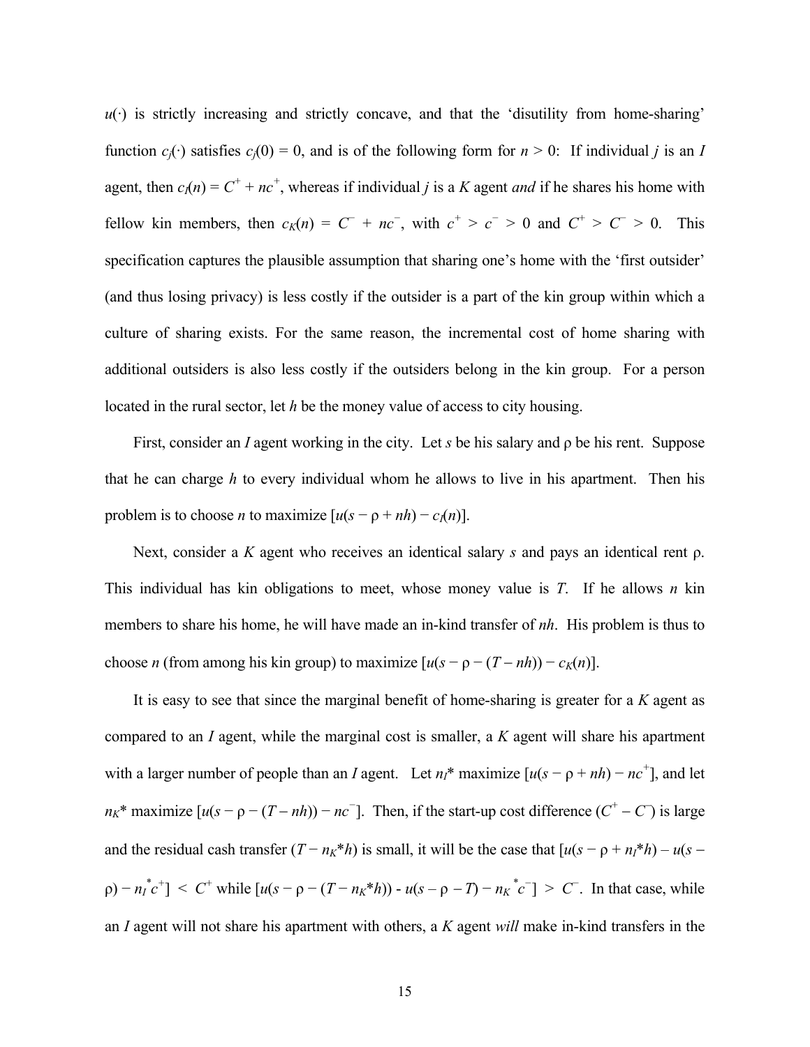$u(\cdot)$ is strictly increasing and strictly concave, and that the 'disutility from home-sharing' function $c_j(\cdot)$ satisfies $c_j(0) = 0$, and is of the following form for $n > 0$: If individual $j$ is an $I$ agent, then $c_I(n) = C^+ + nc^+$, whereas if individual $j$ is a $K$ agent *and* if he shares his home with fellow kin members, then $c_K(n) = C^- + nc^-$, with $c^+ > c^- > 0$ and $C^+ > C^- > 0$. This specification captures the plausible assumption that sharing one's home with the 'first outsider' (and thus losing privacy) is less costly if the outsider is a part of the kin group within which a culture of sharing exists. For the same reason, the incremental cost of home sharing with additional outsiders is also less costly if the outsiders belong in the kin group. For a person located in the rural sector, let $h$ be the money value of access to city housing.

First, consider an $I$ agent working in the city. Let $s$ be his salary and $\rho$ be his rent. Suppose that he can charge $h$ to every individual whom he allows to live in his apartment. Then his problem is to choose $n$ to maximize $[u(s - \rho + nh) - c_I(n)]$.

Next, consider a $K$ agent who receives an identical salary $s$ and pays an identical rent $\rho$. This individual has kin obligations to meet, whose money value is $T$. If he allows $n$ kin members to share his home, he will have made an in-kind transfer of $nh$. His problem is thus to choose $n$ (from among his kin group) to maximize $[u(s - \rho - (T - nh)) - c_K(n)]$.

It is easy to see that since the marginal benefit of home-sharing is greater for a $K$ agent as compared to an $I$ agent, while the marginal cost is smaller, a $K$ agent will share his apartment with a larger number of people than an $I$ agent. Let $n_I^*$ maximize $[u(s - \rho + nh) - nc^+]$, and let $n_K^*$ maximize $[u(s - \rho - (T - nh)) - nc^-]$. Then, if the start-up cost difference $(C^+ - C^-)$ is large and the residual cash transfer $(T - n_K^*h)$ is small, it will be the case that $[u(s - \rho + n_I^*h) - u(s - \rho) - n_I^*c^+] < C^+$ while $[u(s - \rho - (T - n_K^*h)) - u(s - \rho - T) - n_K^*c^-] > C^-$. In that case, while an $I$ agent will not share his apartment with others, a $K$ agent *will* make in-kind transfers in the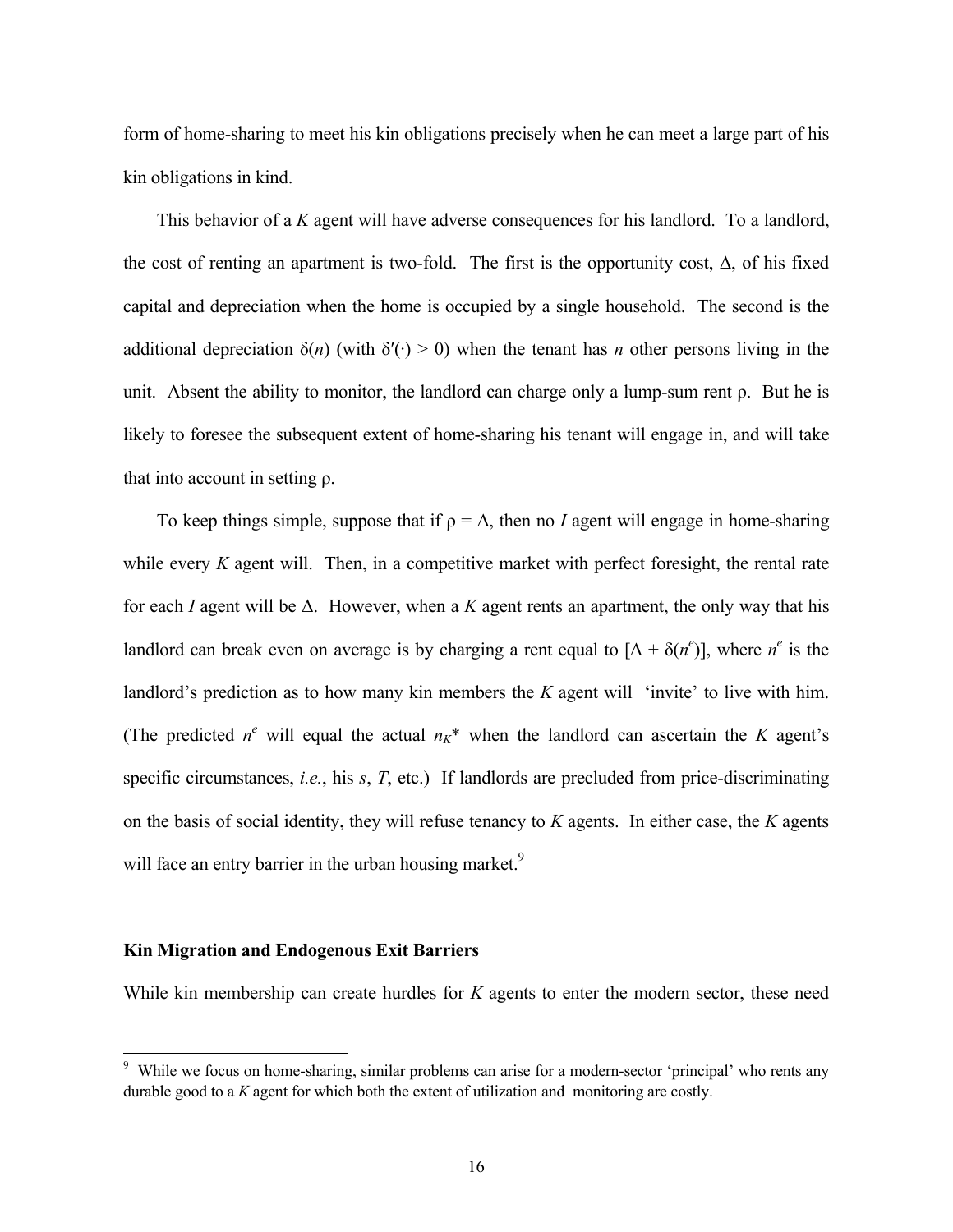form of home-sharing to meet his kin obligations precisely when he can meet a large part of his kin obligations in kind.

This behavior of a *K* agent will have adverse consequences for his landlord. To a landlord, the cost of renting an apartment is two-fold. The first is the opportunity cost, $\Delta$, of his fixed capital and depreciation when the home is occupied by a single household. The second is the additional depreciation $\delta(n)$ (with $\delta'(\cdot) > 0$) when the tenant has $n$ other persons living in the unit. Absent the ability to monitor, the landlord can charge only a lump-sum rent $\rho$. But he is likely to foresee the subsequent extent of home-sharing his tenant will engage in, and will take that into account in setting $\rho$.

To keep things simple, suppose that if $\rho = \Delta$, then no *I* agent will engage in home-sharing while every *K* agent will. Then, in a competitive market with perfect foresight, the rental rate for each *I* agent will be $\Delta$. However, when a *K* agent rents an apartment, the only way that his landlord can break even on average is by charging a rent equal to $[\Delta + \delta(n^e)]$, where $n^e$ is the landlord's prediction as to how many kin members the *K* agent will 'invite' to live with him. (The predicted $n^e$ will equal the actual $n_K$* when the landlord can ascertain the *K* agent's specific circumstances, *i.e.*, his $s$, $T$, etc.) If landlords are precluded from price-discriminating on the basis of social identity, they will refuse tenancy to *K* agents. In either case, the *K* agents will face an entry barrier in the urban housing market.[9]

**Kin Migration and Endogenous Exit Barriers**

While kin membership can create hurdles for *K* agents to enter the modern sector, these need

---

[9] While we focus on home-sharing, similar problems can arise for a modern-sector 'principal' who rents any durable good to a *K* agent for which both the extent of utilization and monitoring are costly.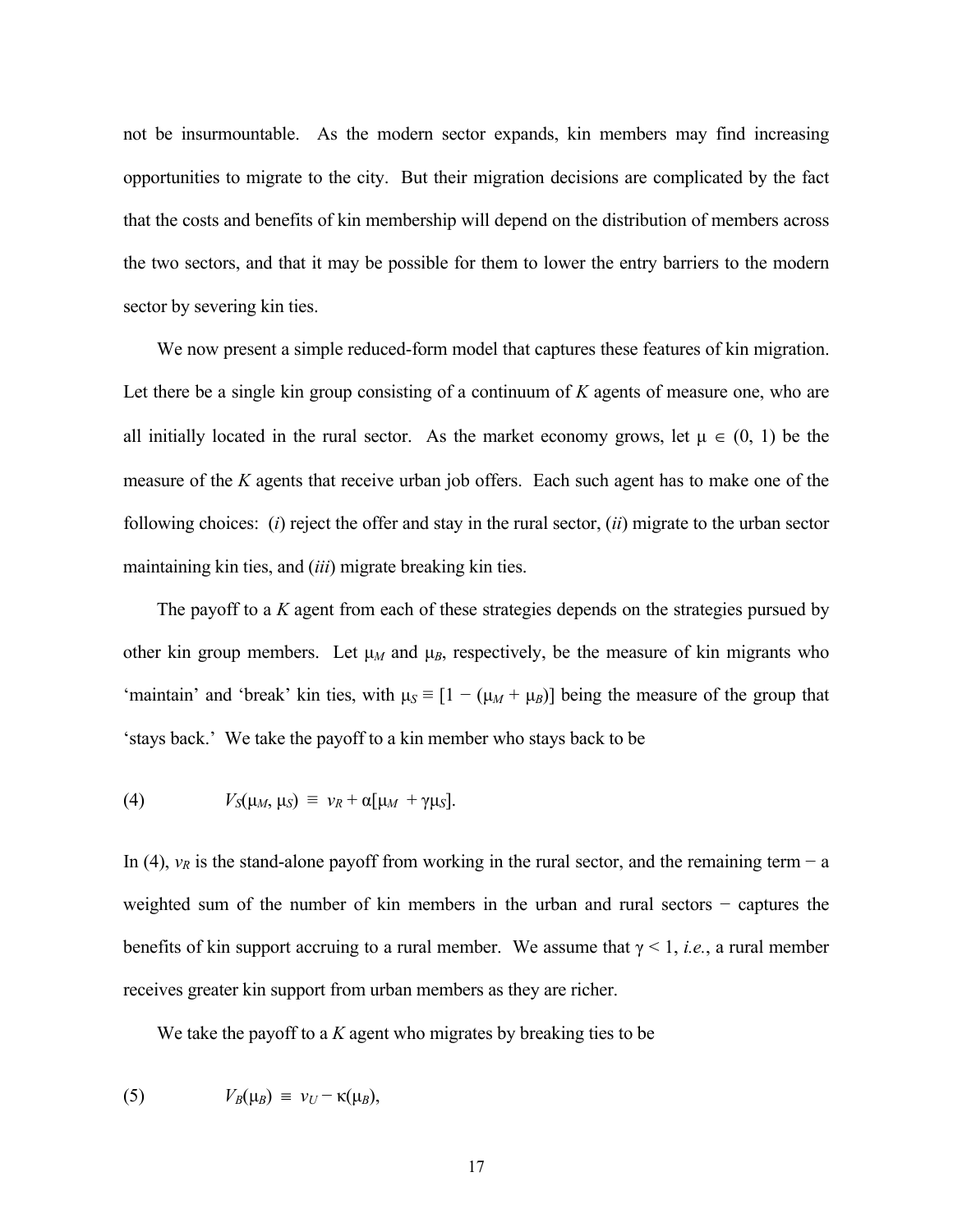not be insurmountable. As the modern sector expands, kin members may find increasing opportunities to migrate to the city. But their migration decisions are complicated by the fact that the costs and benefits of kin membership will depend on the distribution of members across the two sectors, and that it may be possible for them to lower the entry barriers to the modern sector by severing kin ties.

We now present a simple reduced-form model that captures these features of kin migration. Let there be a single kin group consisting of a continuum of $K$ agents of measure one, who are all initially located in the rural sector. As the market economy grows, let $\mu \in (0, 1)$ be the measure of the $K$ agents that receive urban job offers. Each such agent has to make one of the following choices: (*i*) reject the offer and stay in the rural sector, (*ii*) migrate to the urban sector maintaining kin ties, and (*iii*) migrate breaking kin ties.

The payoff to a $K$ agent from each of these strategies depends on the strategies pursued by other kin group members. Let $\mu_M$ and $\mu_B$, respectively, be the measure of kin migrants who 'maintain' and 'break' kin ties, with $\mu_S \equiv [1 - (\mu_M + \mu_B)]$ being the measure of the group that 'stays back.' We take the payoff to a kin member who stays back to be

$$V_S(\mu_M, \mu_S) \equiv v_R + \alpha[\mu_M + \gamma\mu_S]. \tag{4}$$

In (4), $v_R$ is the stand-alone payoff from working in the rural sector, and the remaining term − a weighted sum of the number of kin members in the urban and rural sectors − captures the benefits of kin support accruing to a rural member. We assume that $\gamma < 1$, *i.e.*, a rural member receives greater kin support from urban members as they are richer.

We take the payoff to a $K$ agent who migrates by breaking ties to be

$$V_B(\mu_B) \equiv v_U - \kappa(\mu_B), \tag{5}$$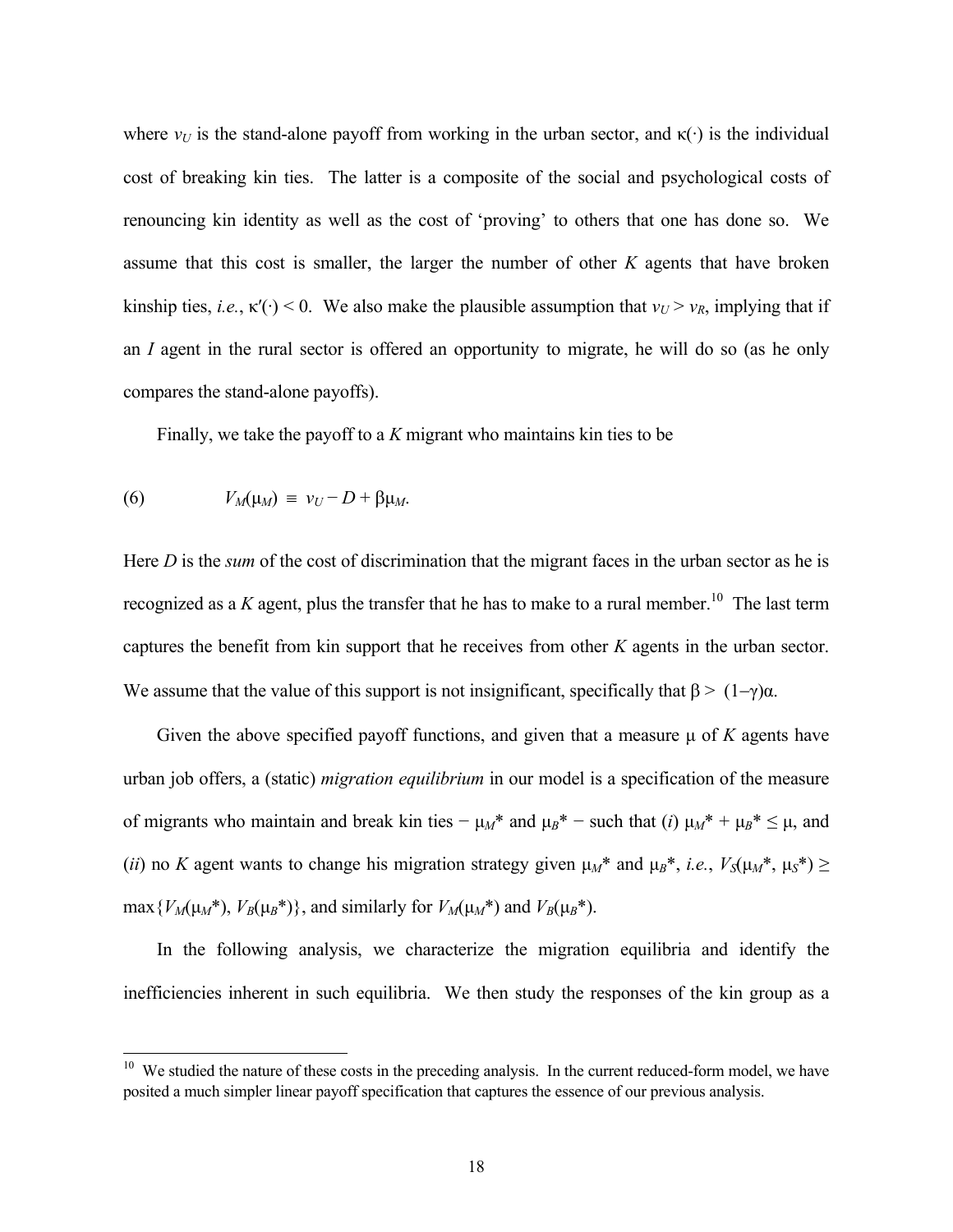where $v_U$ is the stand-alone payoff from working in the urban sector, and $\kappa(\cdot)$ is the individual cost of breaking kin ties. The latter is a composite of the social and psychological costs of renouncing kin identity as well as the cost of 'proving' to others that one has done so. We assume that this cost is smaller, the larger the number of other $K$ agents that have broken kinship ties, *i.e.*, $\kappa'(\cdot) < 0$. We also make the plausible assumption that $v_U > v_R$, implying that if an $I$ agent in the rural sector is offered an opportunity to migrate, he will do so (as he only compares the stand-alone payoffs).

Finally, we take the payoff to a $K$ migrant who maintains kin ties to be

$$(6) \qquad V_M(\mu_M) \equiv v_U - D + \beta\mu_M.$$

Here $D$ is the *sum* of the cost of discrimination that the migrant faces in the urban sector as he is recognized as a $K$ agent, plus the transfer that he has to make to a rural member.[10] The last term captures the benefit from kin support that he receives from other $K$ agents in the urban sector. We assume that the value of this support is not insignificant, specifically that $\beta > (1-\gamma)\alpha$.

Given the above specified payoff functions, and given that a measure $\mu$ of $K$ agents have urban job offers, a (static) *migration equilibrium* in our model is a specification of the measure of migrants who maintain and break kin ties − $\mu_M$* and $\mu_B$* − such that (*i*) $\mu_M^* + \mu_B^* \leq \mu$, and (*ii*) no $K$ agent wants to change his migration strategy given $\mu_M$* and $\mu_B$*, *i.e.*, $V_S(\mu_M^*, \mu_S^*) \geq \max\{V_M(\mu_M^*), V_B(\mu_B^*)\}$, and similarly for $V_M(\mu_M^*)$ and $V_B(\mu_B^*)$.

In the following analysis, we characterize the migration equilibria and identify the inefficiencies inherent in such equilibria. We then study the responses of the kin group as a

[10] We studied the nature of these costs in the preceding analysis. In the current reduced-form model, we have posited a much simpler linear payoff specification that captures the essence of our previous analysis.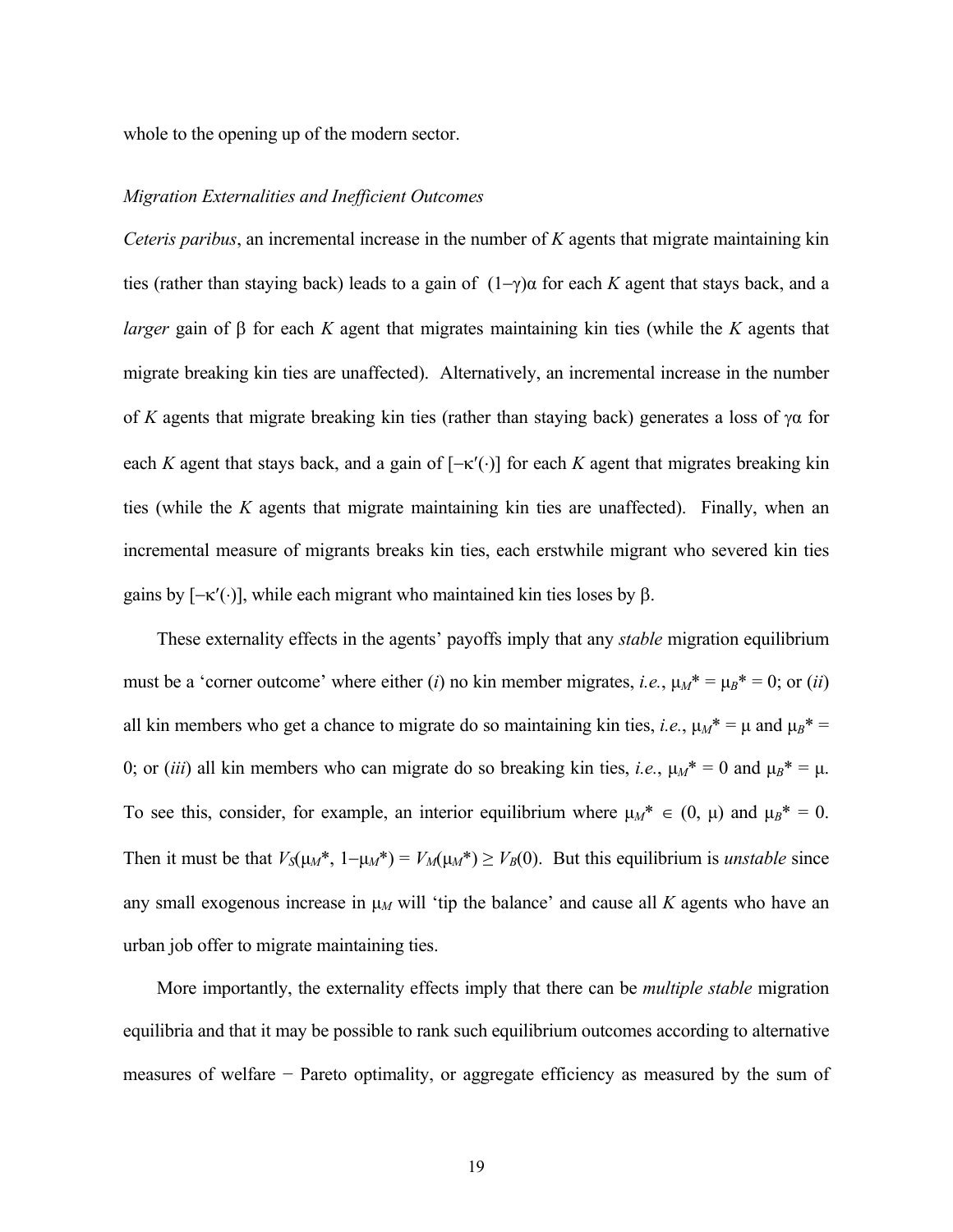whole to the opening up of the modern sector.

*Migration Externalities and Inefficient Outcomes*

*Ceteris paribus*, an incremental increase in the number of *K* agents that migrate maintaining kin ties (rather than staying back) leads to a gain of $(1-\gamma)\alpha$ for each *K* agent that stays back, and a *larger* gain of $\beta$ for each *K* agent that migrates maintaining kin ties (while the *K* agents that migrate breaking kin ties are unaffected). Alternatively, an incremental increase in the number of *K* agents that migrate breaking kin ties (rather than staying back) generates a loss of $\gamma\alpha$ for each *K* agent that stays back, and a gain of $[-\kappa'(\cdot)]$ for each *K* agent that migrates breaking kin ties (while the *K* agents that migrate maintaining kin ties are unaffected). Finally, when an incremental measure of migrants breaks kin ties, each erstwhile migrant who severed kin ties gains by $[-\kappa'(\cdot)]$, while each migrant who maintained kin ties loses by $\beta$.

These externality effects in the agents' payoffs imply that any *stable* migration equilibrium must be a 'corner outcome' where either (*i*) no kin member migrates, *i.e.*, $\mu_M^* = \mu_B^* = 0$; or (*ii*) all kin members who get a chance to migrate do so maintaining kin ties, *i.e.*, $\mu_M^* = \mu$ and $\mu_B^* = 0$; or (*iii*) all kin members who can migrate do so breaking kin ties, *i.e.*, $\mu_M^* = 0$ and $\mu_B^* = \mu$. To see this, consider, for example, an interior equilibrium where $\mu_M^* \in (0, \mu)$ and $\mu_B^* = 0$. Then it must be that $V_S(\mu_M^*, 1-\mu_M^*) = V_M(\mu_M^*) \geq V_B(0)$. But this equilibrium is *unstable* since any small exogenous increase in $\mu_M$ will 'tip the balance' and cause all *K* agents who have an urban job offer to migrate maintaining ties.

More importantly, the externality effects imply that there can be *multiple stable* migration equilibria and that it may be possible to rank such equilibrium outcomes according to alternative measures of welfare − Pareto optimality, or aggregate efficiency as measured by the sum of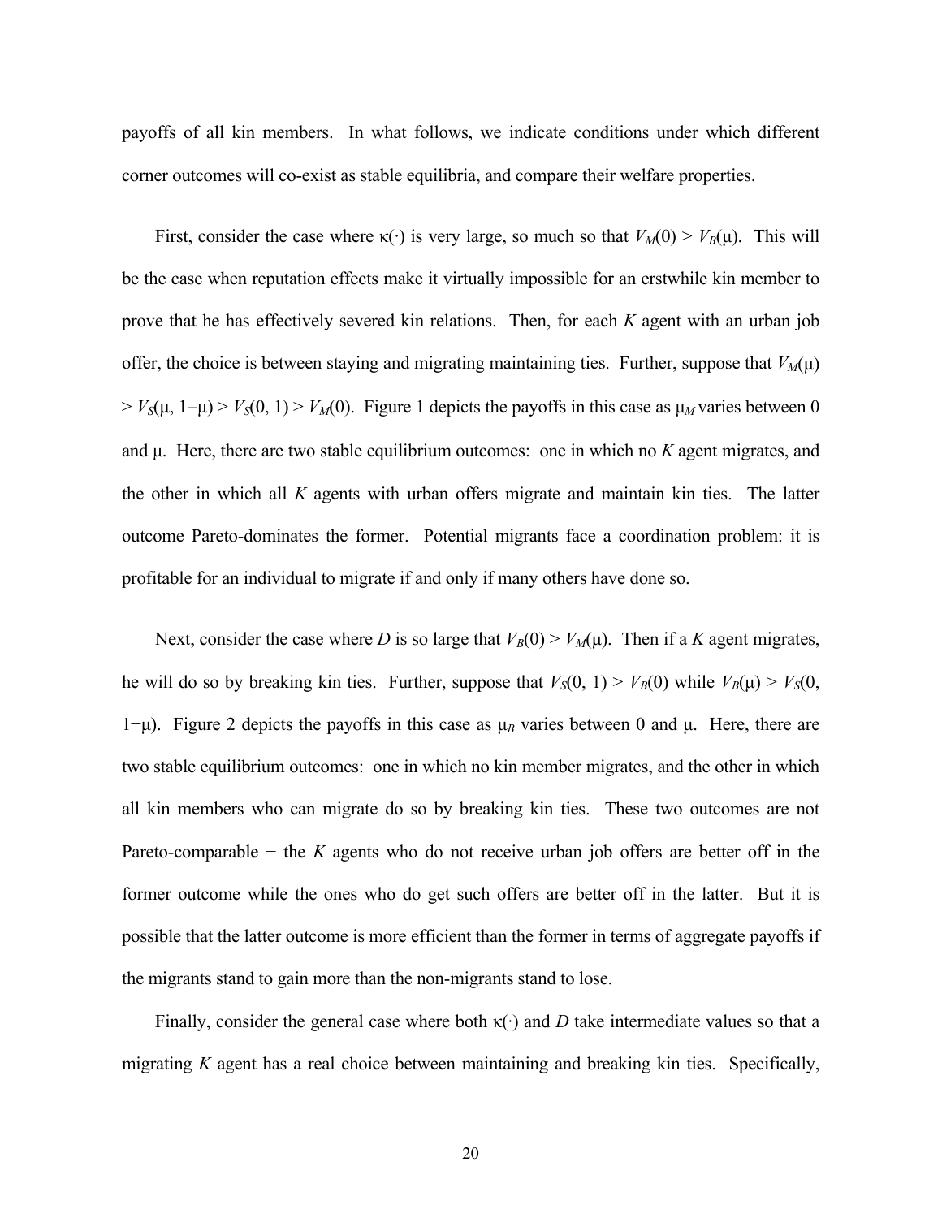payoffs of all kin members. In what follows, we indicate conditions under which different corner outcomes will co-exist as stable equilibria, and compare their welfare properties.

First, consider the case where $\kappa(\cdot)$ is very large, so much so that $V_M(0) > V_B(\mu)$. This will be the case when reputation effects make it virtually impossible for an erstwhile kin member to prove that he has effectively severed kin relations. Then, for each $K$ agent with an urban job offer, the choice is between staying and migrating maintaining ties. Further, suppose that $V_M(\mu) > V_S(\mu, 1-\mu) > V_S(0, 1) > V_M(0)$. Figure 1 depicts the payoffs in this case as $\mu_M$ varies between 0 and $\mu$. Here, there are two stable equilibrium outcomes: one in which no $K$ agent migrates, and the other in which all $K$ agents with urban offers migrate and maintain kin ties. The latter outcome Pareto-dominates the former. Potential migrants face a coordination problem: it is profitable for an individual to migrate if and only if many others have done so.

Next, consider the case where $D$ is so large that $V_B(0) > V_M(\mu)$. Then if a $K$ agent migrates, he will do so by breaking kin ties. Further, suppose that $V_S(0, 1) > V_B(0)$ while $V_B(\mu) > V_S(0, 1-\mu)$. Figure 2 depicts the payoffs in this case as $\mu_B$ varies between 0 and $\mu$. Here, there are two stable equilibrium outcomes: one in which no kin member migrates, and the other in which all kin members who can migrate do so by breaking kin ties. These two outcomes are not Pareto-comparable − the $K$ agents who do not receive urban job offers are better off in the former outcome while the ones who do get such offers are better off in the latter. But it is possible that the latter outcome is more efficient than the former in terms of aggregate payoffs if the migrants stand to gain more than the non-migrants stand to lose.

Finally, consider the general case where both $\kappa(\cdot)$ and $D$ take intermediate values so that a migrating $K$ agent has a real choice between maintaining and breaking kin ties. Specifically,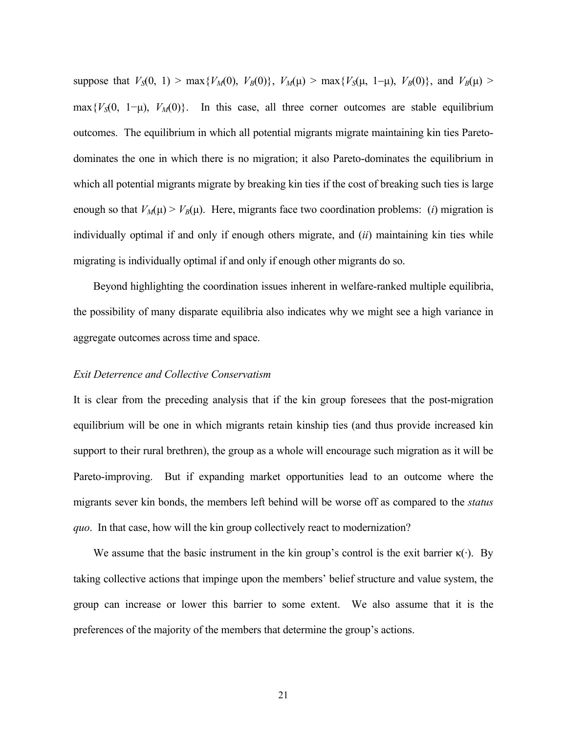suppose that $V_S(0, 1) > \max\{V_M(0), V_B(0)\}$, $V_M(\mu) > \max\{V_S(\mu, 1-\mu), V_B(0)\}$, and $V_B(\mu) > \max\{V_S(0, 1-\mu), V_M(0)\}$. In this case, all three corner outcomes are stable equilibrium outcomes. The equilibrium in which all potential migrants migrate maintaining kin ties Pareto-dominates the one in which there is no migration; it also Pareto-dominates the equilibrium in which all potential migrants migrate by breaking kin ties if the cost of breaking such ties is large enough so that $V_M(\mu) > V_B(\mu)$. Here, migrants face two coordination problems: (*i*) migration is individually optimal if and only if enough others migrate, and (*ii*) maintaining kin ties while migrating is individually optimal if and only if enough other migrants do so.

Beyond highlighting the coordination issues inherent in welfare-ranked multiple equilibria, the possibility of many disparate equilibria also indicates why we might see a high variance in aggregate outcomes across time and space.

*Exit Deterrence and Collective Conservatism*

It is clear from the preceding analysis that if the kin group foresees that the post-migration equilibrium will be one in which migrants retain kinship ties (and thus provide increased kin support to their rural brethren), the group as a whole will encourage such migration as it will be Pareto-improving. But if expanding market opportunities lead to an outcome where the migrants sever kin bonds, the members left behind will be worse off as compared to the *status quo*. In that case, how will the kin group collectively react to modernization?

We assume that the basic instrument in the kin group's control is the exit barrier $\kappa(\cdot)$. By taking collective actions that impinge upon the members' belief structure and value system, the group can increase or lower this barrier to some extent. We also assume that it is the preferences of the majority of the members that determine the group's actions.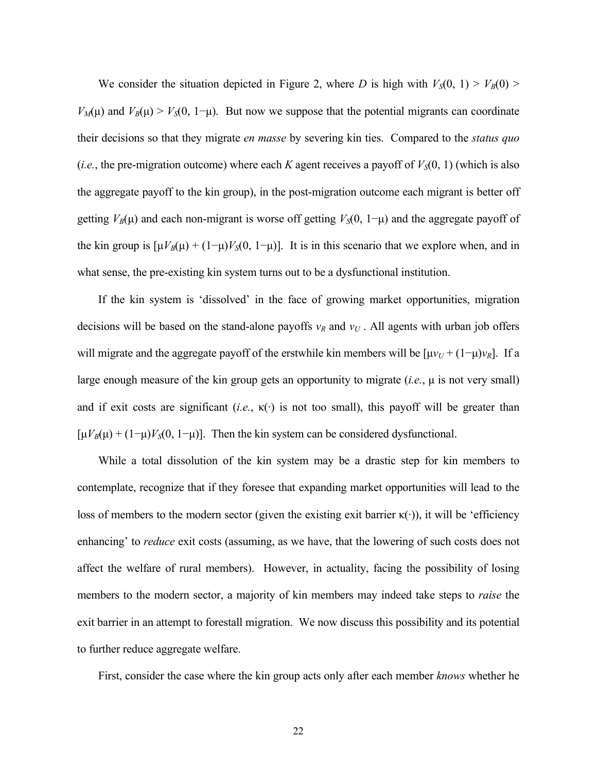We consider the situation depicted in Figure 2, where $D$ is high with $V_S(0, 1) > V_B(0) > V_M(\mu)$ and $V_B(\mu) > V_S(0, 1-\mu)$. But now we suppose that the potential migrants can coordinate their decisions so that they migrate *en masse* by severing kin ties. Compared to the *status quo* (*i.e.*, the pre-migration outcome) where each $K$ agent receives a payoff of $V_S(0, 1)$ (which is also the aggregate payoff to the kin group), in the post-migration outcome each migrant is better off getting $V_B(\mu)$ and each non-migrant is worse off getting $V_S(0, 1-\mu)$ and the aggregate payoff of the kin group is $[\mu V_B(\mu) + (1-\mu)V_S(0, 1-\mu)]$. It is in this scenario that we explore when, and in what sense, the pre-existing kin system turns out to be a dysfunctional institution.

If the kin system is 'dissolved' in the face of growing market opportunities, migration decisions will be based on the stand-alone payoffs $v_R$ and $v_U$. All agents with urban job offers will migrate and the aggregate payoff of the erstwhile kin members will be $[\mu v_U + (1-\mu)v_R]$. If a large enough measure of the kin group gets an opportunity to migrate (*i.e.*, $\mu$ is not very small) and if exit costs are significant (*i.e.*, $\kappa(\cdot)$ is not too small), this payoff will be greater than $[\mu V_B(\mu) + (1-\mu)V_S(0, 1-\mu)]$. Then the kin system can be considered dysfunctional.

While a total dissolution of the kin system may be a drastic step for kin members to contemplate, recognize that if they foresee that expanding market opportunities will lead to the loss of members to the modern sector (given the existing exit barrier $\kappa(\cdot)$), it will be 'efficiency enhancing' to *reduce* exit costs (assuming, as we have, that the lowering of such costs does not affect the welfare of rural members). However, in actuality, facing the possibility of losing members to the modern sector, a majority of kin members may indeed take steps to *raise* the exit barrier in an attempt to forestall migration. We now discuss this possibility and its potential to further reduce aggregate welfare.

First, consider the case where the kin group acts only after each member *knows* whether he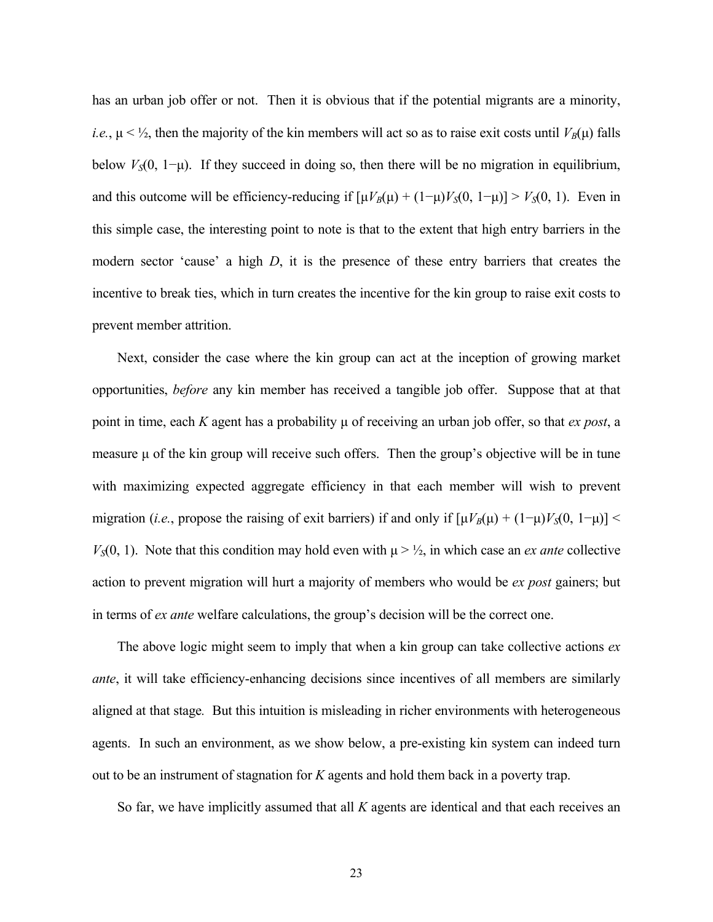has an urban job offer or not. Then it is obvious that if the potential migrants are a minority, *i.e.*, $\mu < ½$, then the majority of the kin members will act so as to raise exit costs until $V_B(\mu)$ falls below $V_S(0, 1-\mu)$. If they succeed in doing so, then there will be no migration in equilibrium, and this outcome will be efficiency-reducing if $[\mu V_B(\mu) + (1-\mu)V_S(0, 1-\mu)] > V_S(0, 1)$. Even in this simple case, the interesting point to note is that to the extent that high entry barriers in the modern sector 'cause' a high $D$, it is the presence of these entry barriers that creates the incentive to break ties, which in turn creates the incentive for the kin group to raise exit costs to prevent member attrition.

Next, consider the case where the kin group can act at the inception of growing market opportunities, *before* any kin member has received a tangible job offer. Suppose that at that point in time, each $K$ agent has a probability $\mu$ of receiving an urban job offer, so that *ex post*, a measure $\mu$ of the kin group will receive such offers. Then the group's objective will be in tune with maximizing expected aggregate efficiency in that each member will wish to prevent migration (*i.e.*, propose the raising of exit barriers) if and only if $[\mu V_B(\mu) + (1-\mu)V_S(0, 1-\mu)] < V_S(0, 1)$. Note that this condition may hold even with $\mu > ½$, in which case an *ex ante* collective action to prevent migration will hurt a majority of members who would be *ex post* gainers; but in terms of *ex ante* welfare calculations, the group's decision will be the correct one.

The above logic might seem to imply that when a kin group can take collective actions *ex ante*, it will take efficiency-enhancing decisions since incentives of all members are similarly aligned at that stage*.* But this intuition is misleading in richer environments with heterogeneous agents. In such an environment, as we show below, a pre-existing kin system can indeed turn out to be an instrument of stagnation for $K$ agents and hold them back in a poverty trap.

So far, we have implicitly assumed that all $K$ agents are identical and that each receives an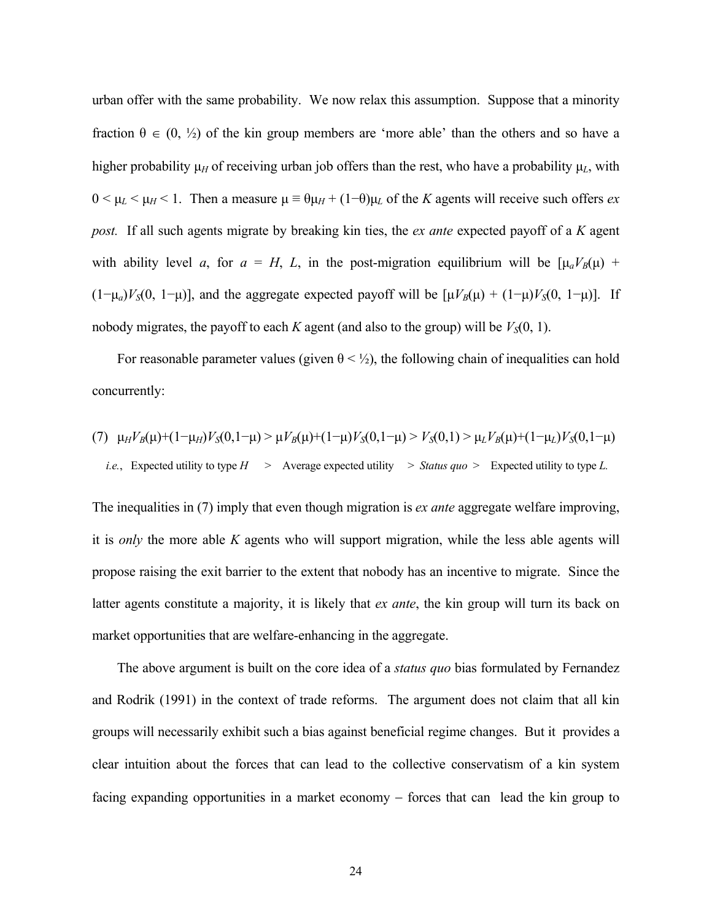urban offer with the same probability. We now relax this assumption. Suppose that a minority fraction $\theta \in (0, \frac{1}{2})$ of the kin group members are 'more able' than the others and so have a higher probability $\mu_H$ of receiving urban job offers than the rest, who have a probability $\mu_L$, with $0 < \mu_L < \mu_H < 1$. Then a measure $\mu \equiv \theta\mu_H + (1-\theta)\mu_L$ of the $K$ agents will receive such offers *ex post.* If all such agents migrate by breaking kin ties, the *ex ante* expected payoff of a $K$ agent with ability level $a$, for $a = H, L$, in the post-migration equilibrium will be $[\mu_a V_B(\mu) + (1-\mu_a)V_S(0, 1-\mu)]$, and the aggregate expected payoff will be $[\mu V_B(\mu) + (1-\mu)V_S(0, 1-\mu)]$. If nobody migrates, the payoff to each $K$ agent (and also to the group) will be $V_S(0, 1)$.

For reasonable parameter values (given $\theta < \frac{1}{2}$), the following chain of inequalities can hold concurrently:

$$(7) \quad \mu_H V_B(\mu)+(1-\mu_H)V_S(0,1-\mu) > \mu V_B(\mu)+(1-\mu)V_S(0,1-\mu) > V_S(0,1) > \mu_L V_B(\mu)+(1-\mu_L)V_S(0,1-\mu)$$

*i.e.*, Expected utility to type $H$ > Average expected utility > *Status quo* > Expected utility to type $L$.

The inequalities in (7) imply that even though migration is *ex ante* aggregate welfare improving, it is *only* the more able $K$ agents who will support migration, while the less able agents will propose raising the exit barrier to the extent that nobody has an incentive to migrate. Since the latter agents constitute a majority, it is likely that *ex ante*, the kin group will turn its back on market opportunities that are welfare-enhancing in the aggregate.

The above argument is built on the core idea of a *status quo* bias formulated by Fernandez and Rodrik (1991) in the context of trade reforms. The argument does not claim that all kin groups will necessarily exhibit such a bias against beneficial regime changes. But it provides a clear intuition about the forces that can lead to the collective conservatism of a kin system facing expanding opportunities in a market economy – forces that can lead the kin group to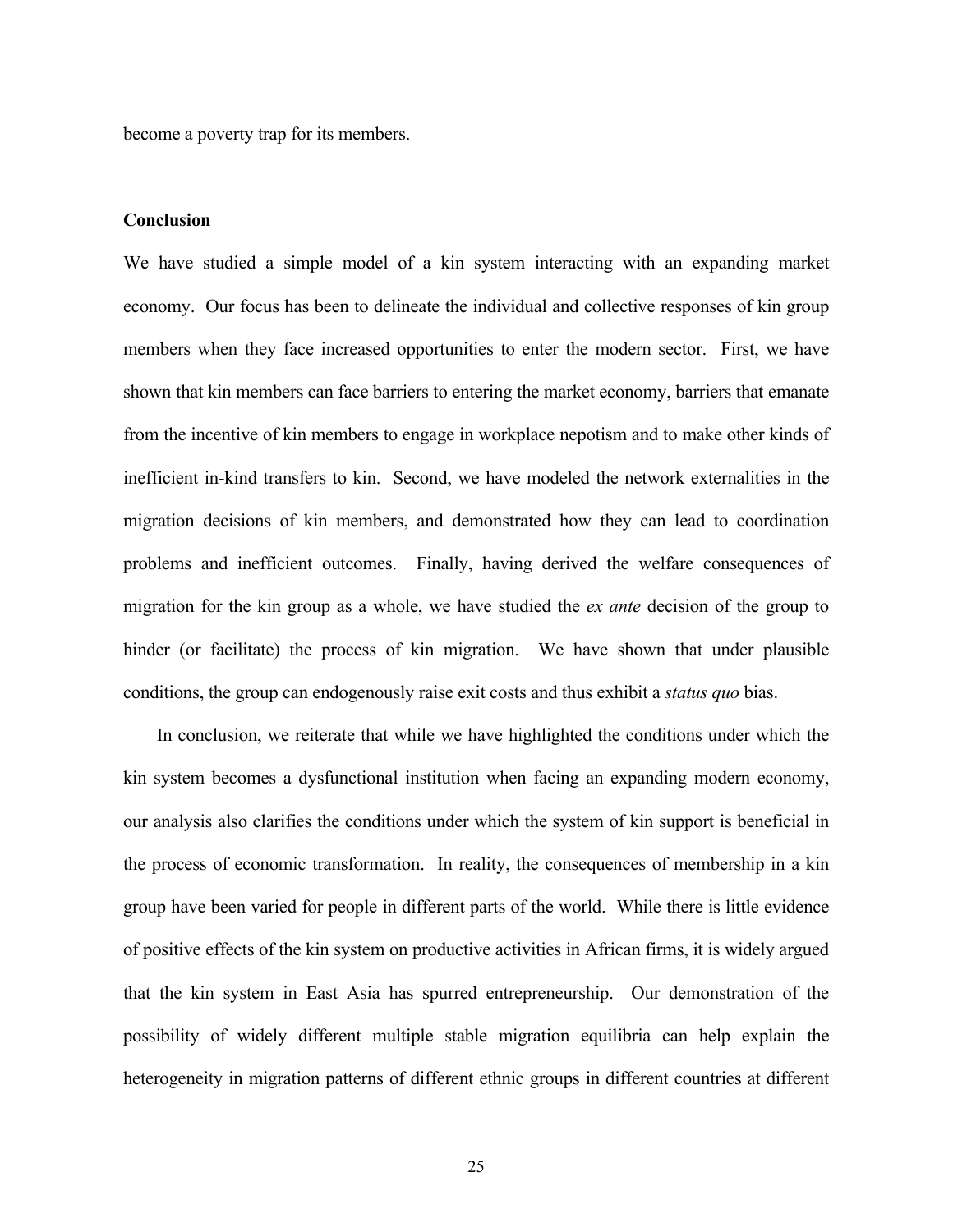become a poverty trap for its members.

## Conclusion

We have studied a simple model of a kin system interacting with an expanding market economy. Our focus has been to delineate the individual and collective responses of kin group members when they face increased opportunities to enter the modern sector. First, we have shown that kin members can face barriers to entering the market economy, barriers that emanate from the incentive of kin members to engage in workplace nepotism and to make other kinds of inefficient in-kind transfers to kin. Second, we have modeled the network externalities in the migration decisions of kin members, and demonstrated how they can lead to coordination problems and inefficient outcomes. Finally, having derived the welfare consequences of migration for the kin group as a whole, we have studied the *ex ante* decision of the group to hinder (or facilitate) the process of kin migration. We have shown that under plausible conditions, the group can endogenously raise exit costs and thus exhibit a *status quo* bias.

In conclusion, we reiterate that while we have highlighted the conditions under which the kin system becomes a dysfunctional institution when facing an expanding modern economy, our analysis also clarifies the conditions under which the system of kin support is beneficial in the process of economic transformation. In reality, the consequences of membership in a kin group have been varied for people in different parts of the world. While there is little evidence of positive effects of the kin system on productive activities in African firms, it is widely argued that the kin system in East Asia has spurred entrepreneurship. Our demonstration of the possibility of widely different multiple stable migration equilibria can help explain the heterogeneity in migration patterns of different ethnic groups in different countries at different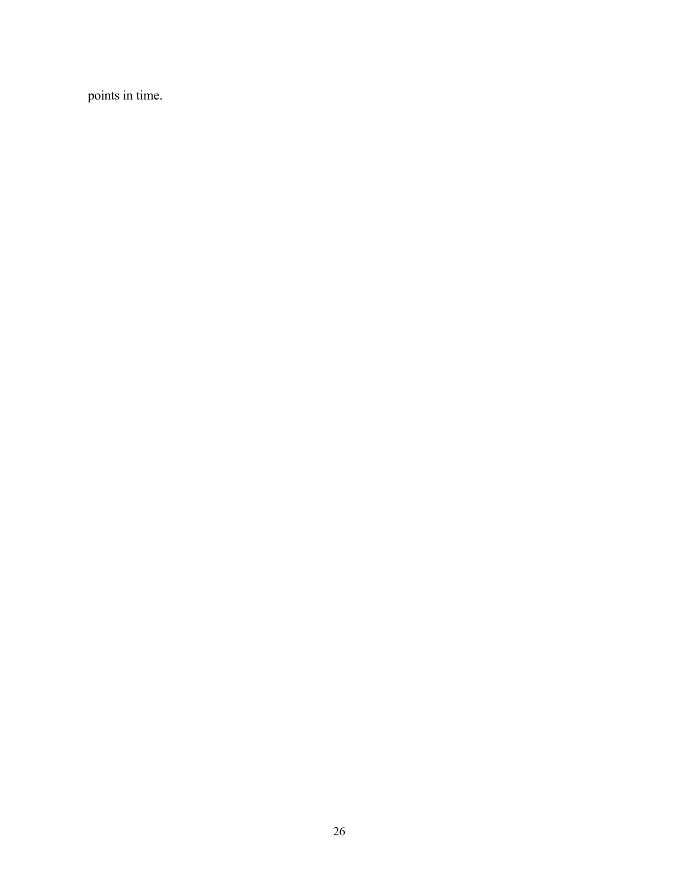points in time.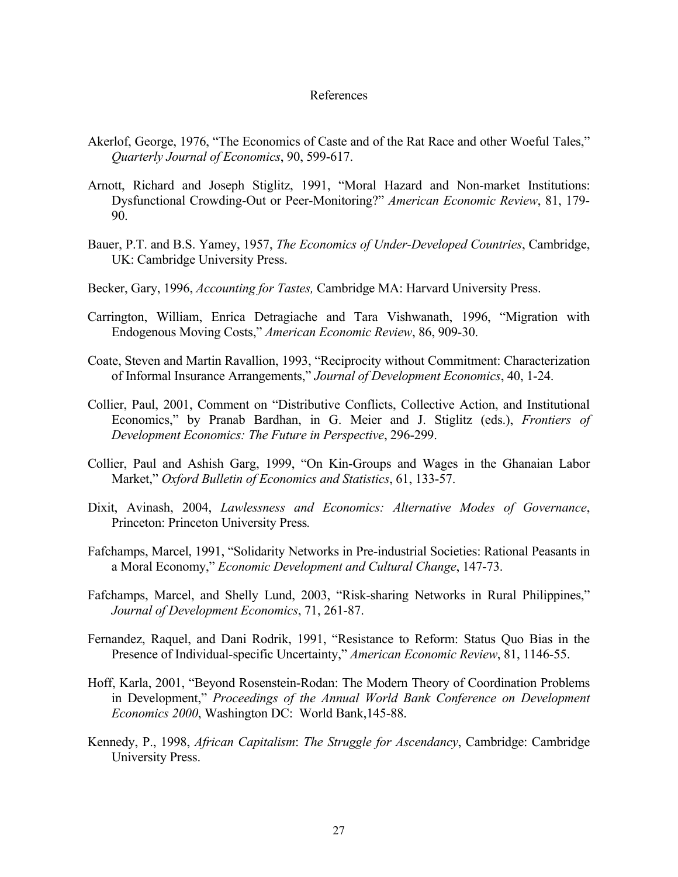# References

Akerlof, George, 1976, "The Economics of Caste and of the Rat Race and other Woeful Tales," *Quarterly Journal of Economics*, 90, 599-617.

Arnott, Richard and Joseph Stiglitz, 1991, "Moral Hazard and Non-market Institutions: Dysfunctional Crowding-Out or Peer-Monitoring?" *American Economic Review*, 81, 179-90.

Bauer, P.T. and B.S. Yamey, 1957, *The Economics of Under-Developed Countries*, Cambridge, UK: Cambridge University Press.

Becker, Gary, 1996, *Accounting for Tastes,* Cambridge MA: Harvard University Press.

Carrington, William, Enrica Detragiache and Tara Vishwanath, 1996, "Migration with Endogenous Moving Costs," *American Economic Review*, 86, 909-30.

Coate, Steven and Martin Ravallion, 1993, "Reciprocity without Commitment: Characterization of Informal Insurance Arrangements," *Journal of Development Economics*, 40, 1-24.

Collier, Paul, 2001, Comment on "Distributive Conflicts, Collective Action, and Institutional Economics," by Pranab Bardhan, in G. Meier and J. Stiglitz (eds.), *Frontiers of Development Economics: The Future in Perspective*, 296-299.

Collier, Paul and Ashish Garg, 1999, "On Kin-Groups and Wages in the Ghanaian Labor Market," *Oxford Bulletin of Economics and Statistics*, 61, 133-57.

Dixit, Avinash, 2004, *Lawlessness and Economics: Alternative Modes of Governance*, Princeton: Princeton University Press.

Fafchamps, Marcel, 1991, "Solidarity Networks in Pre-industrial Societies: Rational Peasants in a Moral Economy," *Economic Development and Cultural Change*, 147-73.

Fafchamps, Marcel, and Shelly Lund, 2003, "Risk-sharing Networks in Rural Philippines," *Journal of Development Economics*, 71, 261-87.

Fernandez, Raquel, and Dani Rodrik, 1991, "Resistance to Reform: Status Quo Bias in the Presence of Individual-specific Uncertainty," *American Economic Review*, 81, 1146-55.

Hoff, Karla, 2001, "Beyond Rosenstein-Rodan: The Modern Theory of Coordination Problems in Development," *Proceedings of the Annual World Bank Conference on Development Economics 2000*, Washington DC: World Bank,145-88.

Kennedy, P., 1998, *African Capitalism*: *The Struggle for Ascendancy*, Cambridge: Cambridge University Press.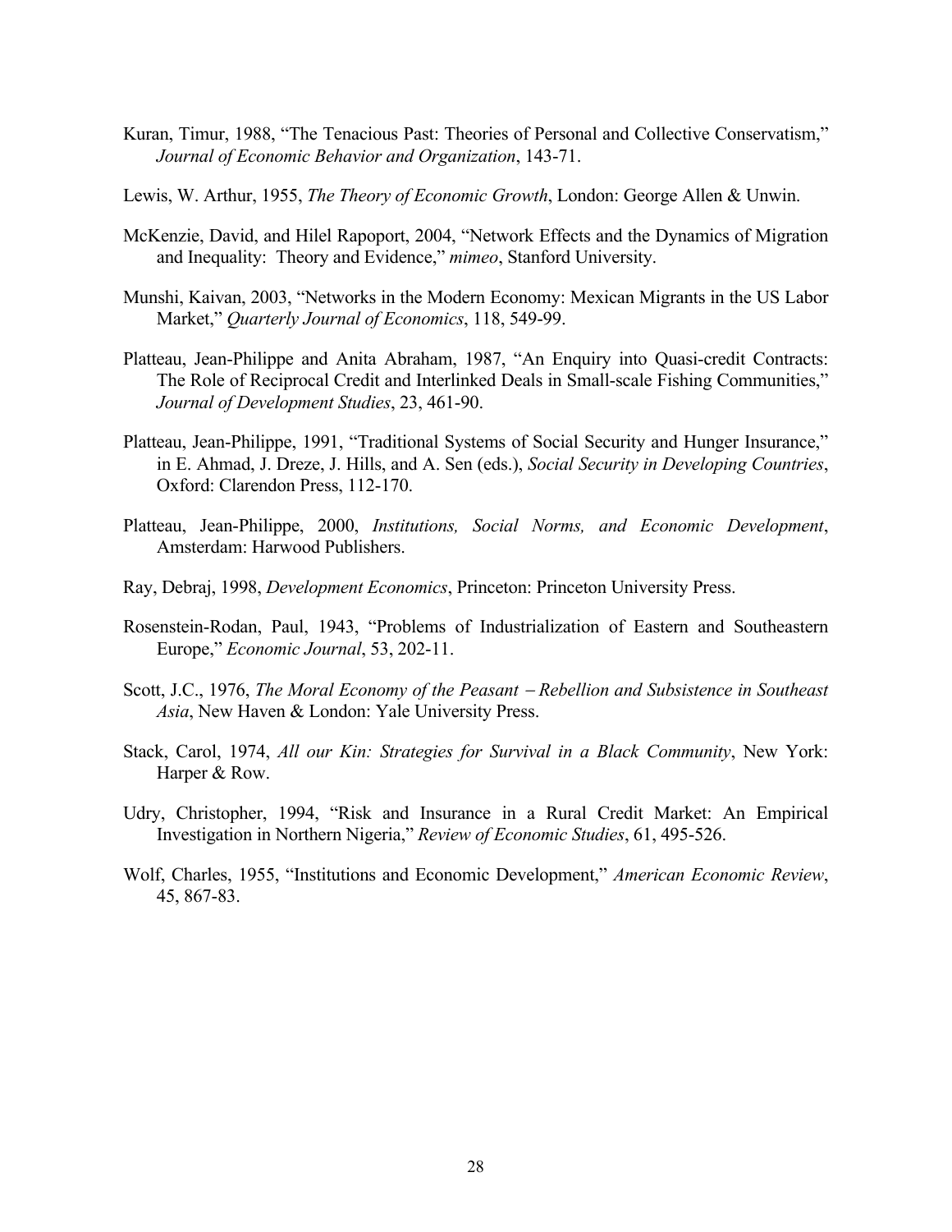Kuran, Timur, 1988, "The Tenacious Past: Theories of Personal and Collective Conservatism," *Journal of Economic Behavior and Organization*, 143-71.

Lewis, W. Arthur, 1955, *The Theory of Economic Growth*, London: George Allen & Unwin.

McKenzie, David, and Hilel Rapoport, 2004, "Network Effects and the Dynamics of Migration and Inequality: Theory and Evidence," *mimeo*, Stanford University.

Munshi, Kaivan, 2003, "Networks in the Modern Economy: Mexican Migrants in the US Labor Market," *Quarterly Journal of Economics*, 118, 549-99.

Platteau, Jean-Philippe and Anita Abraham, 1987, "An Enquiry into Quasi-credit Contracts: The Role of Reciprocal Credit and Interlinked Deals in Small-scale Fishing Communities," *Journal of Development Studies*, 23, 461-90.

Platteau, Jean-Philippe, 1991, "Traditional Systems of Social Security and Hunger Insurance," in E. Ahmad, J. Dreze, J. Hills, and A. Sen (eds.), *Social Security in Developing Countries*, Oxford: Clarendon Press, 112-170.

Platteau, Jean-Philippe, 2000, *Institutions, Social Norms, and Economic Development*, Amsterdam: Harwood Publishers.

Ray, Debraj, 1998, *Development Economics*, Princeton: Princeton University Press.

Rosenstein-Rodan, Paul, 1943, "Problems of Industrialization of Eastern and Southeastern Europe," *Economic Journal*, 53, 202-11.

Scott, J.C., 1976, *The Moral Economy of the Peasant – Rebellion and Subsistence in Southeast Asia*, New Haven & London: Yale University Press.

Stack, Carol, 1974, *All our Kin: Strategies for Survival in a Black Community*, New York: Harper & Row.

Udry, Christopher, 1994, "Risk and Insurance in a Rural Credit Market: An Empirical Investigation in Northern Nigeria," *Review of Economic Studies*, 61, 495-526.

Wolf, Charles, 1955, "Institutions and Economic Development," *American Economic Review*, 45, 867-83.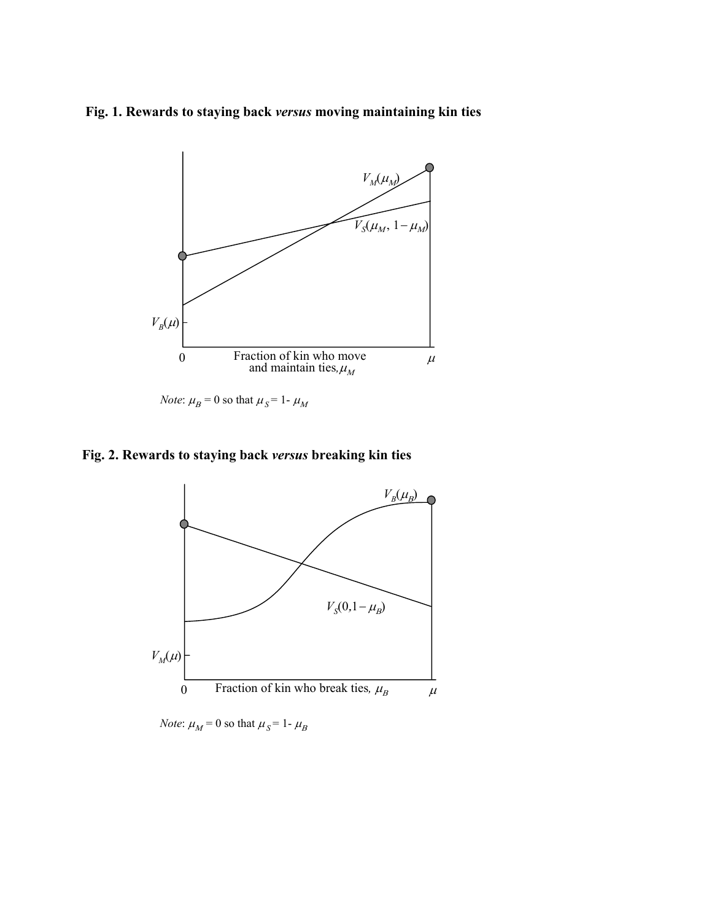**Fig. 1. Rewards to staying back *versus* moving maintaining kin ties**

$V_M(\mu_M)$

$V_S(\mu_M, 1-\mu_M)$

$V_B(\mu)$

0

Fraction of kin who move and maintain ties, $\mu_M$

$\mu$

*Note*: $\mu_B = 0$ so that $\mu_S = 1 - \mu_M$

**Fig. 2. Rewards to staying back *versus* breaking kin ties**

$V_B(\mu_B)$

$V_S(0, 1-\mu_B)$

$V_M(\mu)$

0

Fraction of kin who break ties, $\mu_B$

$\mu$

*Note*: $\mu_M = 0$ so that $\mu_S = 1 - \mu_B$